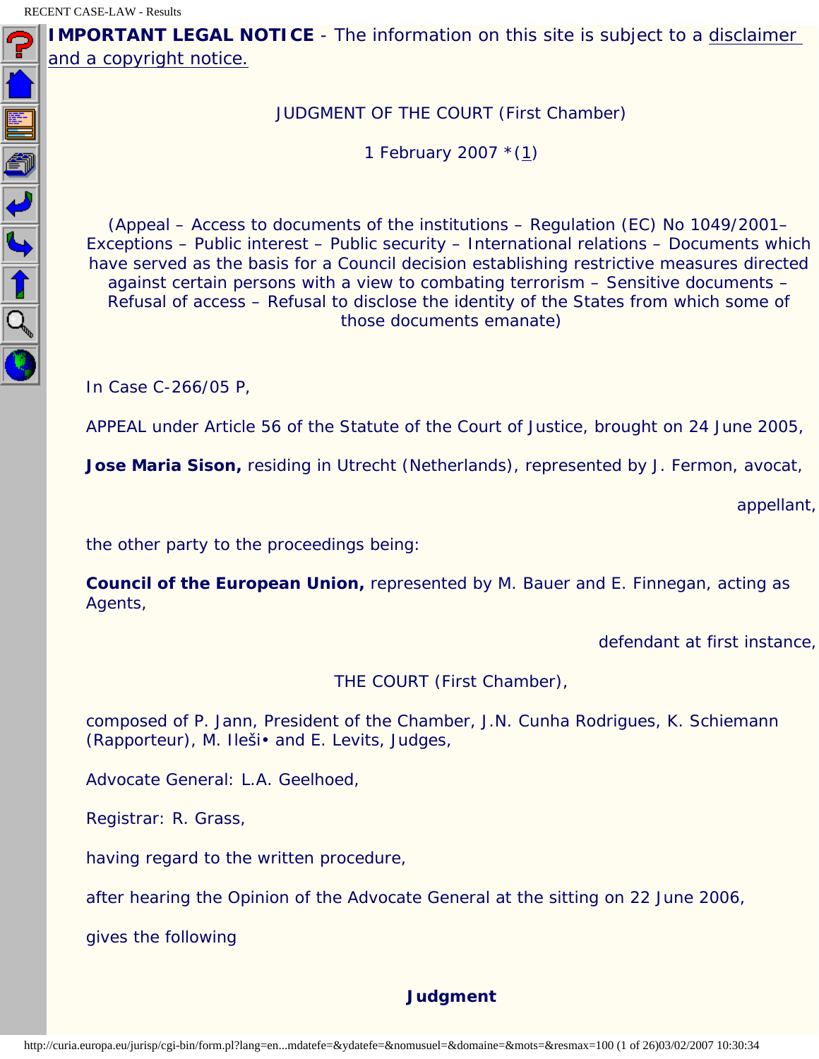**IMPORTANT LEGAL NOTICE** - The information on this site is subject to a disclaimer and a copyright notice.

JUDGMENT OF THE COURT (First Chamber)

1 February 2007 *(1)

(Appeal – Access to documents of the institutions – Regulation (EC) No 1049/2001– Exceptions – Public interest – Public security – International relations – Documents which have served as the basis for a Council decision establishing restrictive measures directed against certain persons with a view to combating terrorism – Sensitive documents – Refusal of access – Refusal to disclose the identity of the States from which some of those documents emanate)

In Case C-266/05 P,

APPEAL under Article 56 of the Statute of the Court of Justice, brought on 24 June 2005,

**Jose Maria Sison,** residing in Utrecht (Netherlands), represented by J. Fermon, avocat,

appellant,

the other party to the proceedings being:

**Council of the European Union,** represented by M. Bauer and E. Finnegan, acting as Agents,

defendant at first instance,

THE COURT (First Chamber),

composed of P. Jann, President of the Chamber, J.N. Cunha Rodrigues, K. Schiemann (Rapporteur), M. Ileši• and E. Levits, Judges,

Advocate General: L.A. Geelhoed,

Registrar: R. Grass,

having regard to the written procedure,

after hearing the Opinion of the Advocate General at the sitting on 22 June 2006,

gives the following

**Judgment**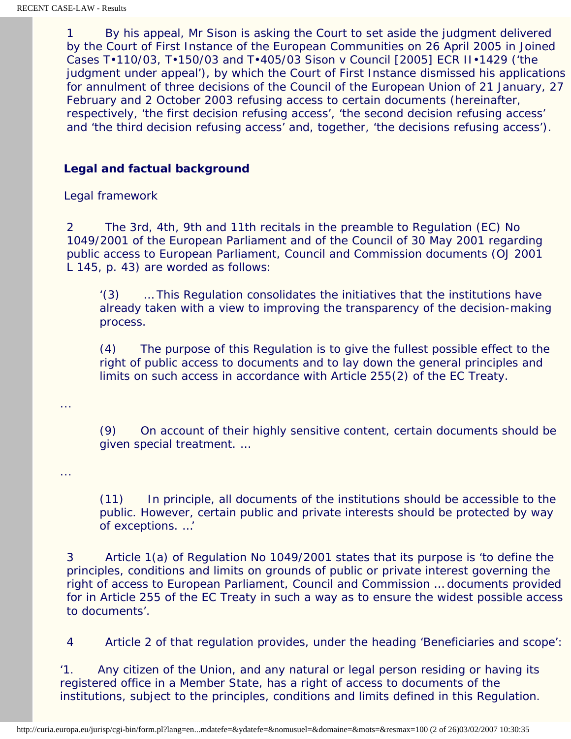1 By his appeal, Mr Sison is asking the Court to set aside the judgment delivered by the Court of First Instance of the European Communities on 26 April 2005 in Joined Cases T•110/03, T•150/03 and T•405/03 Sison v Council [2005] ECR II•1429 ('the judgment under appeal'), by which the Court of First Instance dismissed his applications for annulment of three decisions of the Council of the European Union of 21 January, 27 February and 2 October 2003 refusing access to certain documents (hereinafter, respectively, 'the first decision refusing access', 'the second decision refusing access' and 'the third decision refusing access' and, together, 'the decisions refusing access').

## Legal and factual background

### Legal framework

2 The 3rd, 4th, 9th and 11th recitals in the preamble to Regulation (EC) No 1049/2001 of the European Parliament and of the Council of 30 May 2001 regarding public access to European Parliament, Council and Commission documents (OJ 2001 L 145, p. 43) are worded as follows:

> '(3) … This Regulation consolidates the initiatives that the institutions have already taken with a view to improving the transparency of the decision-making process.
>
> (4) The purpose of this Regulation is to give the fullest possible effect to the right of public access to documents and to lay down the general principles and limits on such access in accordance with Article 255(2) of the EC Treaty.

…

> (9) On account of their highly sensitive content, certain documents should be given special treatment. …

…

> (11) In principle, all documents of the institutions should be accessible to the public. However, certain public and private interests should be protected by way of exceptions. …'

3 Article 1(a) of Regulation No 1049/2001 states that its purpose is 'to define the principles, conditions and limits on grounds of public or private interest governing the right of access to European Parliament, Council and Commission … documents provided for in Article 255 of the EC Treaty in such a way as to ensure the widest possible access to documents'.

4 Article 2 of that regulation provides, under the heading 'Beneficiaries and scope':

'1. Any citizen of the Union, and any natural or legal person residing or having its registered office in a Member State, has a right of access to documents of the institutions, subject to the principles, conditions and limits defined in this Regulation.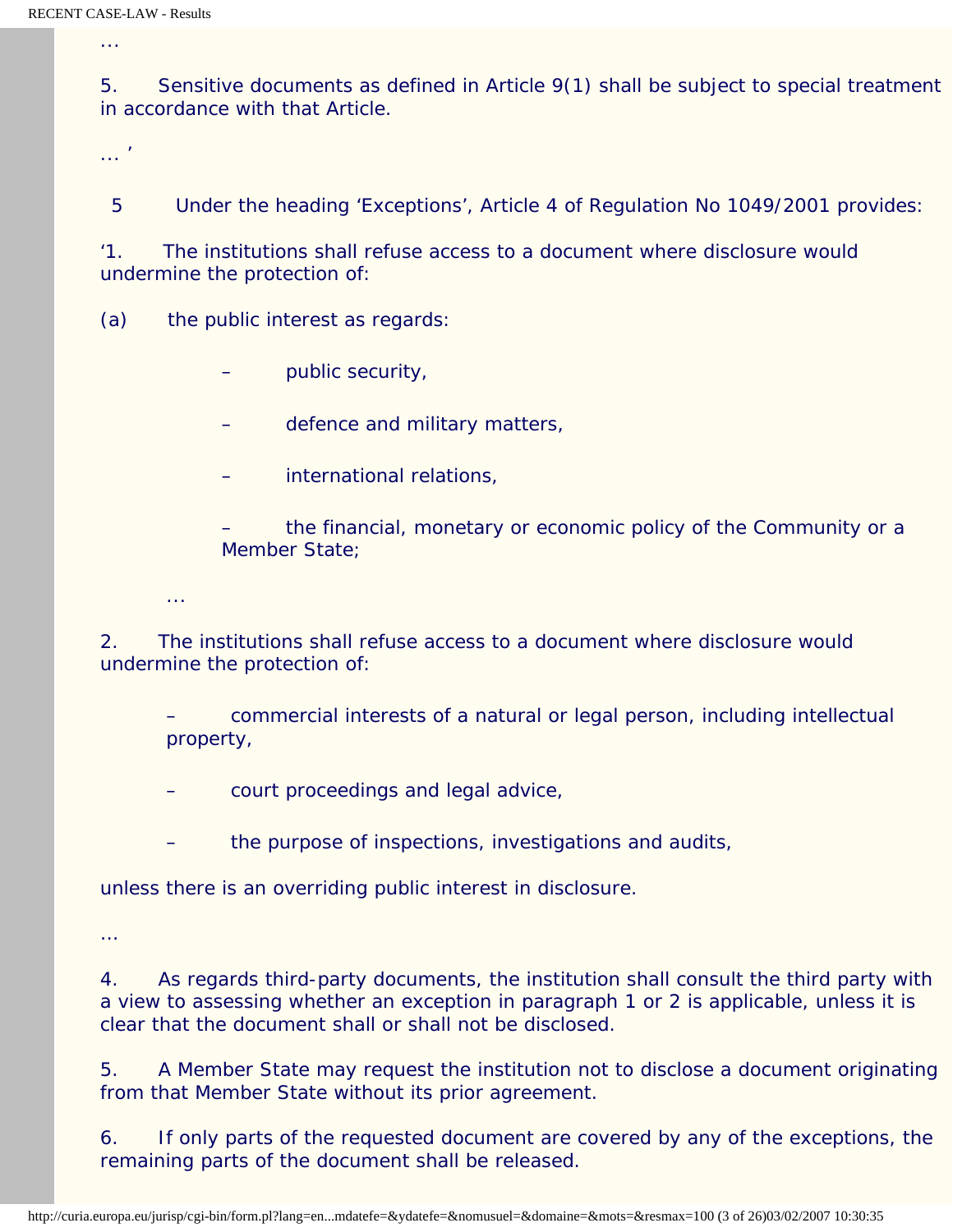…

5. Sensitive documents as defined in Article 9(1) shall be subject to special treatment in accordance with that Article.

… '

5 Under the heading 'Exceptions', Article 4 of Regulation No 1049/2001 provides:

'1. The institutions shall refuse access to a document where disclosure would undermine the protection of:

(a) the public interest as regards:

– public security,

– defence and military matters,

– international relations,

– the financial, monetary or economic policy of the Community or a Member State;

…

2. The institutions shall refuse access to a document where disclosure would undermine the protection of:

– commercial interests of a natural or legal person, including intellectual property,

– court proceedings and legal advice,

– the purpose of inspections, investigations and audits,

unless there is an overriding public interest in disclosure.

…

4. As regards third-party documents, the institution shall consult the third party with a view to assessing whether an exception in paragraph 1 or 2 is applicable, unless it is clear that the document shall or shall not be disclosed.

5. A Member State may request the institution not to disclose a document originating from that Member State without its prior agreement.

6. If only parts of the requested document are covered by any of the exceptions, the remaining parts of the document shall be released.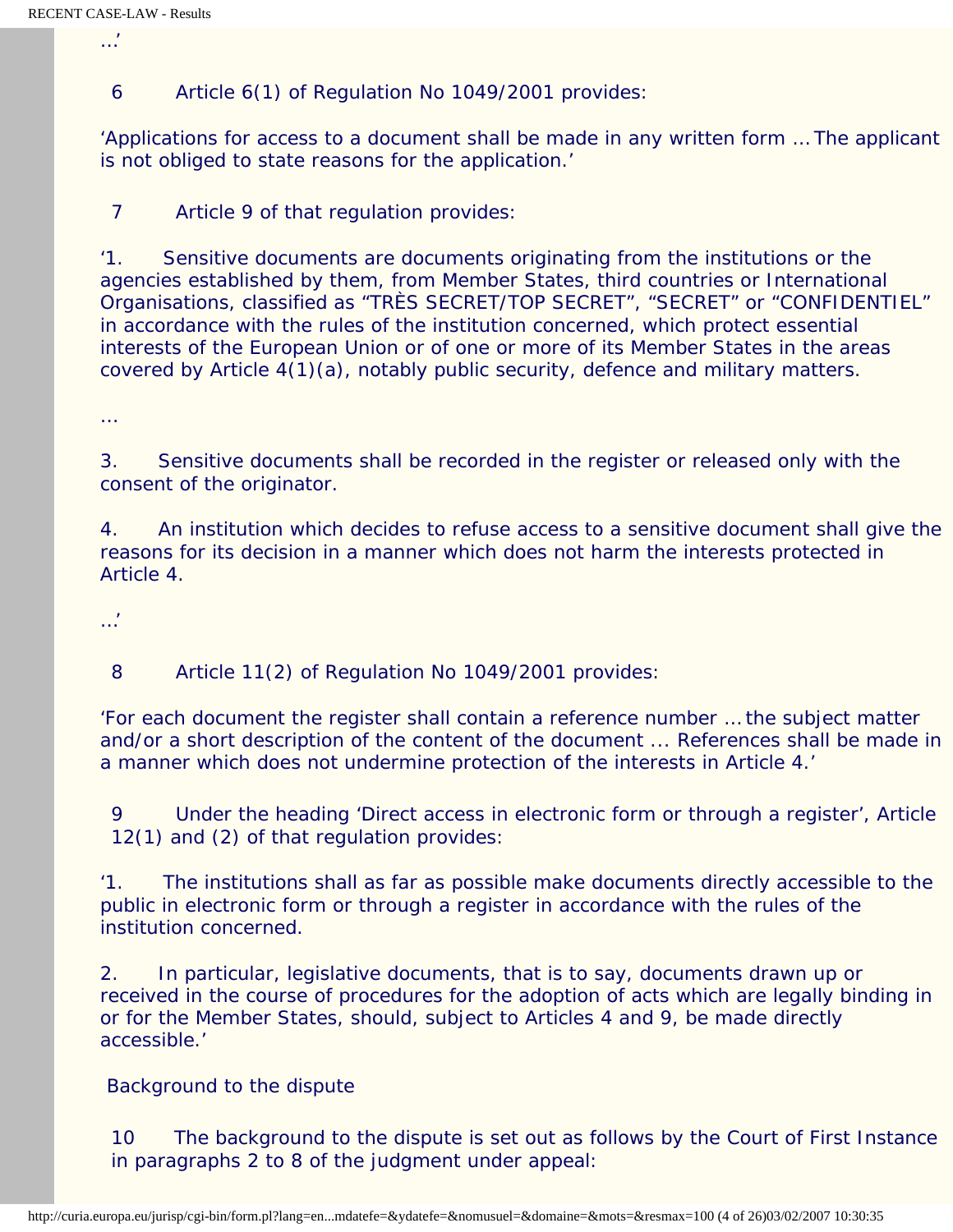…'

6 Article 6(1) of Regulation No 1049/2001 provides:

'Applications for access to a document shall be made in any written form … The applicant is not obliged to state reasons for the application.'

7 Article 9 of that regulation provides:

'1. Sensitive documents are documents originating from the institutions or the agencies established by them, from Member States, third countries or International Organisations, classified as "TRÈS SECRET/TOP SECRET", "SECRET" or "CONFIDENTIEL" in accordance with the rules of the institution concerned, which protect essential interests of the European Union or of one or more of its Member States in the areas covered by Article 4(1)(a), notably public security, defence and military matters.

…

3. Sensitive documents shall be recorded in the register or released only with the consent of the originator.

4. An institution which decides to refuse access to a sensitive document shall give the reasons for its decision in a manner which does not harm the interests protected in Article 4.

…'

8 Article 11(2) of Regulation No 1049/2001 provides:

'For each document the register shall contain a reference number … the subject matter and/or a short description of the content of the document ... References shall be made in a manner which does not undermine protection of the interests in Article 4.'

9 Under the heading 'Direct access in electronic form or through a register', Article 12(1) and (2) of that regulation provides:

'1. The institutions shall as far as possible make documents directly accessible to the public in electronic form or through a register in accordance with the rules of the institution concerned.

2. In particular, legislative documents, that is to say, documents drawn up or received in the course of procedures for the adoption of acts which are legally binding in or for the Member States, should, subject to Articles 4 and 9, be made directly accessible.'

## Background to the dispute

10 The background to the dispute is set out as follows by the Court of First Instance in paragraphs 2 to 8 of the judgment under appeal: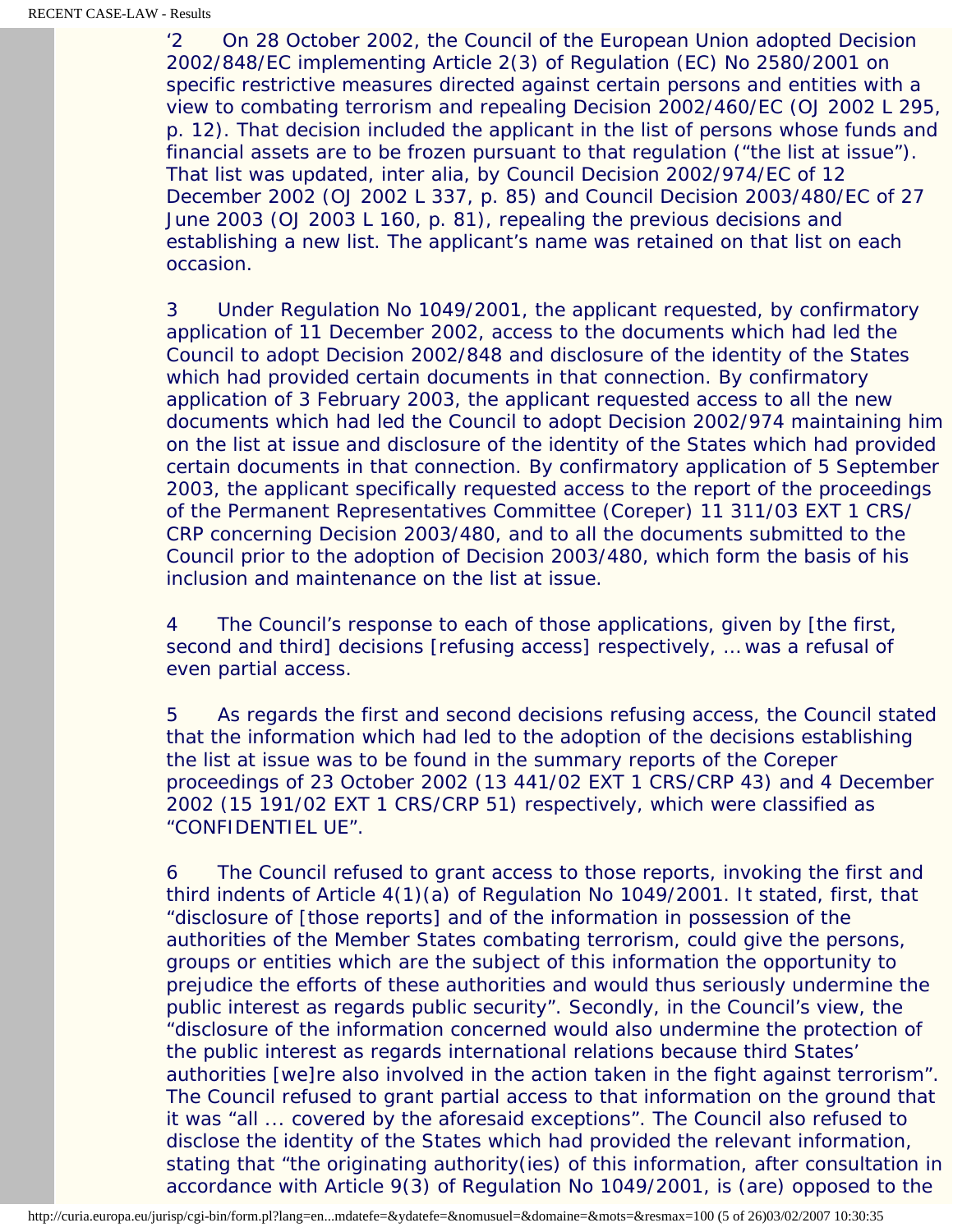‘2 On 28 October 2002, the Council of the European Union adopted Decision 2002/848/EC implementing Article 2(3) of Regulation (EC) No 2580/2001 on specific restrictive measures directed against certain persons and entities with a view to combating terrorism and repealing Decision 2002/460/EC (OJ 2002 L 295, p. 12). That decision included the applicant in the list of persons whose funds and financial assets are to be frozen pursuant to that regulation (“the list at issue”). That list was updated, inter alia, by Council Decision 2002/974/EC of 12 December 2002 (OJ 2002 L 337, p. 85) and Council Decision 2003/480/EC of 27 June 2003 (OJ 2003 L 160, p. 81), repealing the previous decisions and establishing a new list. The applicant’s name was retained on that list on each occasion.

3 Under Regulation No 1049/2001, the applicant requested, by confirmatory application of 11 December 2002, access to the documents which had led the Council to adopt Decision 2002/848 and disclosure of the identity of the States which had provided certain documents in that connection. By confirmatory application of 3 February 2003, the applicant requested access to all the new documents which had led the Council to adopt Decision 2002/974 maintaining him on the list at issue and disclosure of the identity of the States which had provided certain documents in that connection. By confirmatory application of 5 September 2003, the applicant specifically requested access to the report of the proceedings of the Permanent Representatives Committee (Coreper) 11 311/03 EXT 1 CRS/CRP concerning Decision 2003/480, and to all the documents submitted to the Council prior to the adoption of Decision 2003/480, which form the basis of his inclusion and maintenance on the list at issue.

4 The Council’s response to each of those applications, given by [the first, second and third] decisions [refusing access] respectively, … was a refusal of even partial access.

5 As regards the first and second decisions refusing access, the Council stated that the information which had led to the adoption of the decisions establishing the list at issue was to be found in the summary reports of the Coreper proceedings of 23 October 2002 (13 441/02 EXT 1 CRS/CRP 43) and 4 December 2002 (15 191/02 EXT 1 CRS/CRP 51) respectively, which were classified as “CONFIDENTIEL UE”.

6 The Council refused to grant access to those reports, invoking the first and third indents of Article 4(1)(a) of Regulation No 1049/2001. It stated, first, that “disclosure of [those reports] and of the information in possession of the authorities of the Member States combating terrorism, could give the persons, groups or entities which are the subject of this information the opportunity to prejudice the efforts of these authorities and would thus seriously undermine the public interest as regards public security”. Secondly, in the Council’s view, the “disclosure of the information concerned would also undermine the protection of the public interest as regards international relations because third States’ authorities [we]re also involved in the action taken in the fight against terrorism”. The Council refused to grant partial access to that information on the ground that it was “all ... covered by the aforesaid exceptions”. The Council also refused to disclose the identity of the States which had provided the relevant information, stating that “the originating authority(ies) of this information, after consultation in accordance with Article 9(3) of Regulation No 1049/2001, is (are) opposed to the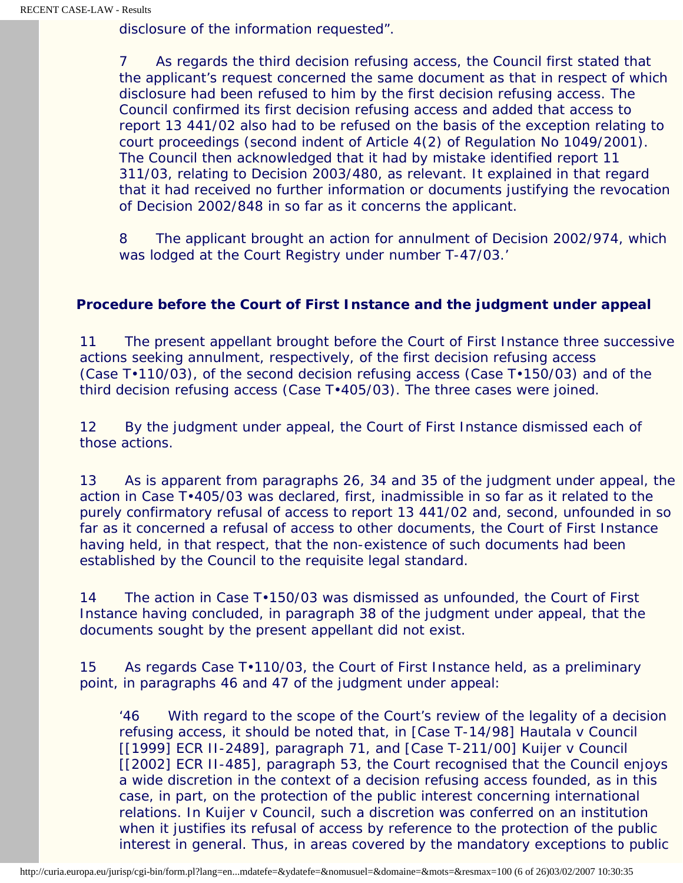disclosure of the information requested".

> 7 As regards the third decision refusing access, the Council first stated that the applicant's request concerned the same document as that in respect of which disclosure had been refused to him by the first decision refusing access. The Council confirmed its first decision refusing access and added that access to report 13 441/02 also had to be refused on the basis of the exception relating to court proceedings (second indent of Article 4(2) of Regulation No 1049/2001). The Council then acknowledged that it had by mistake identified report 11 311/03, relating to Decision 2003/480, as relevant. It explained in that regard that it had received no further information or documents justifying the revocation of Decision 2002/848 in so far as it concerns the applicant.
>
> 8 The applicant brought an action for annulment of Decision 2002/974, which was lodged at the Court Registry under number T-47/03.'

### Procedure before the Court of First Instance and the judgment under appeal

11 The present appellant brought before the Court of First Instance three successive actions seeking annulment, respectively, of the first decision refusing access (Case T•110/03), of the second decision refusing access (Case T•150/03) and of the third decision refusing access (Case T•405/03). The three cases were joined.

12 By the judgment under appeal, the Court of First Instance dismissed each of those actions.

13 As is apparent from paragraphs 26, 34 and 35 of the judgment under appeal, the action in Case T•405/03 was declared, first, inadmissible in so far as it related to the purely confirmatory refusal of access to report 13 441/02 and, second, unfounded in so far as it concerned a refusal of access to other documents, the Court of First Instance having held, in that respect, that the non-existence of such documents had been established by the Council to the requisite legal standard.

14 The action in Case T•150/03 was dismissed as unfounded, the Court of First Instance having concluded, in paragraph 38 of the judgment under appeal, that the documents sought by the present appellant did not exist.

15 As regards Case T•110/03, the Court of First Instance held, as a preliminary point, in paragraphs 46 and 47 of the judgment under appeal:

> '46 With regard to the scope of the Court's review of the legality of a decision refusing access, it should be noted that, in [Case T-14/98] Hautala v Council [[1999] ECR II-2489], paragraph 71, and [Case T-211/00] Kuijer v Council [[2002] ECR II-485], paragraph 53, the Court recognised that the Council enjoys a wide discretion in the context of a decision refusing access founded, as in this case, in part, on the protection of the public interest concerning international relations. In Kuijer v Council, such a discretion was conferred on an institution when it justifies its refusal of access by reference to the protection of the public interest in general. Thus, in areas covered by the mandatory exceptions to public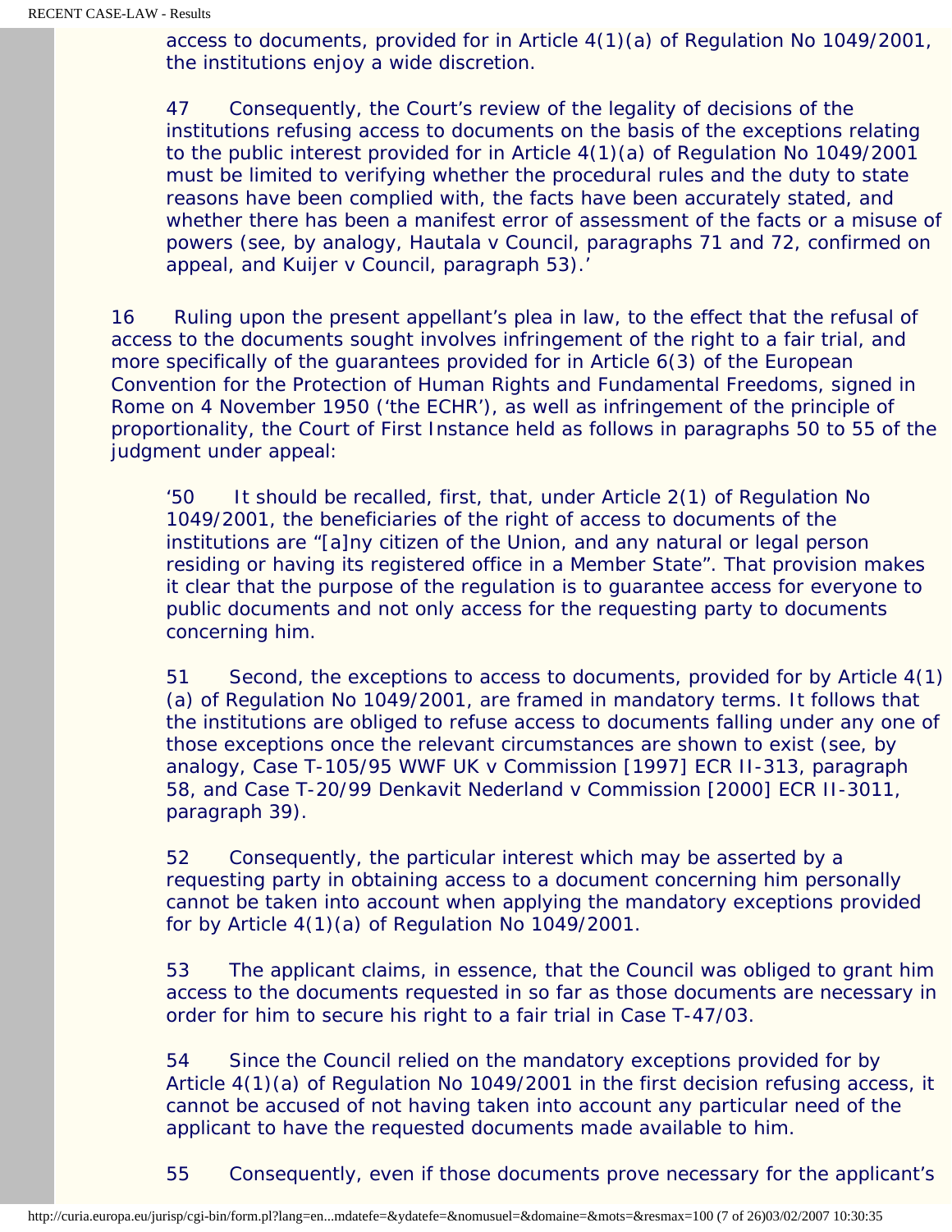access to documents, provided for in Article 4(1)(a) of Regulation No 1049/2001, the institutions enjoy a wide discretion.

47 Consequently, the Court's review of the legality of decisions of the institutions refusing access to documents on the basis of the exceptions relating to the public interest provided for in Article 4(1)(a) of Regulation No 1049/2001 must be limited to verifying whether the procedural rules and the duty to state reasons have been complied with, the facts have been accurately stated, and whether there has been a manifest error of assessment of the facts or a misuse of powers (see, by analogy, Hautala v Council, paragraphs 71 and 72, confirmed on appeal, and Kuijer v Council, paragraph 53).'

16 Ruling upon the present appellant's plea in law, to the effect that the refusal of access to the documents sought involves infringement of the right to a fair trial, and more specifically of the guarantees provided for in Article 6(3) of the European Convention for the Protection of Human Rights and Fundamental Freedoms, signed in Rome on 4 November 1950 ('the ECHR'), as well as infringement of the principle of proportionality, the Court of First Instance held as follows in paragraphs 50 to 55 of the judgment under appeal:

'50 It should be recalled, first, that, under Article 2(1) of Regulation No 1049/2001, the beneficiaries of the right of access to documents of the institutions are "[a]ny citizen of the Union, and any natural or legal person residing or having its registered office in a Member State". That provision makes it clear that the purpose of the regulation is to guarantee access for everyone to public documents and not only access for the requesting party to documents concerning him.

51 Second, the exceptions to access to documents, provided for by Article 4(1)(a) of Regulation No 1049/2001, are framed in mandatory terms. It follows that the institutions are obliged to refuse access to documents falling under any one of those exceptions once the relevant circumstances are shown to exist (see, by analogy, Case T-105/95 WWF UK v Commission [1997] ECR II-313, paragraph 58, and Case T-20/99 Denkavit Nederland v Commission [2000] ECR II-3011, paragraph 39).

52 Consequently, the particular interest which may be asserted by a requesting party in obtaining access to a document concerning him personally cannot be taken into account when applying the mandatory exceptions provided for by Article 4(1)(a) of Regulation No 1049/2001.

53 The applicant claims, in essence, that the Council was obliged to grant him access to the documents requested in so far as those documents are necessary in order for him to secure his right to a fair trial in Case T-47/03.

54 Since the Council relied on the mandatory exceptions provided for by Article 4(1)(a) of Regulation No 1049/2001 in the first decision refusing access, it cannot be accused of not having taken into account any particular need of the applicant to have the requested documents made available to him.

55 Consequently, even if those documents prove necessary for the applicant's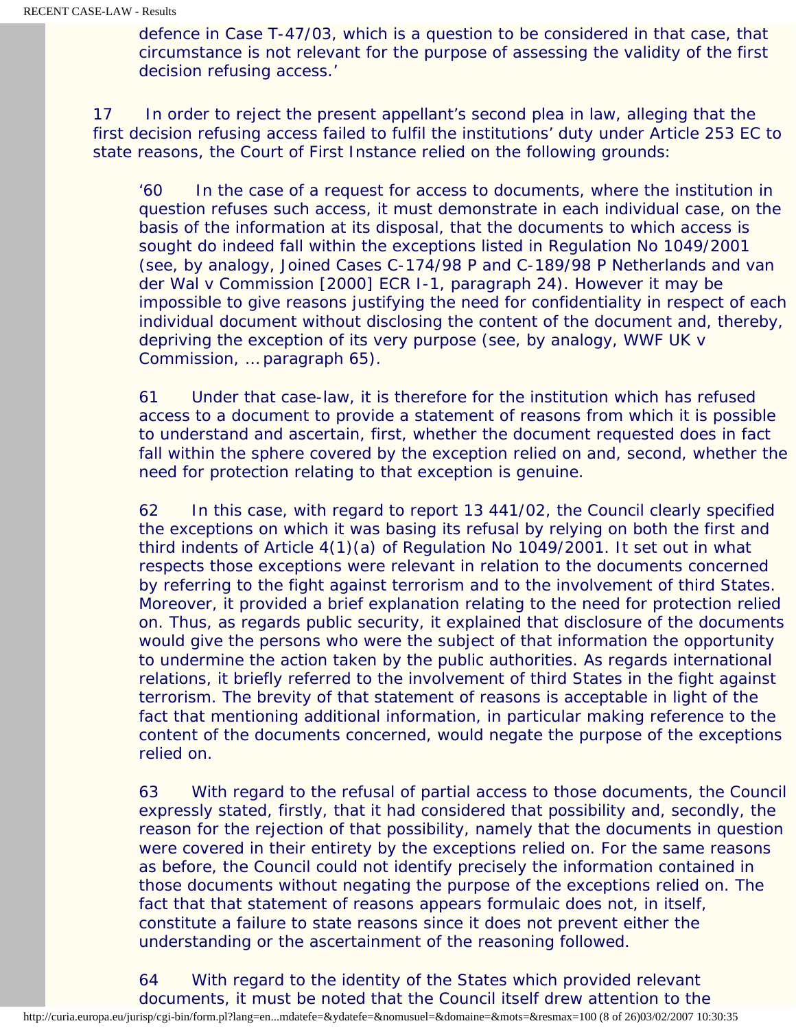defence in Case T-47/03, which is a question to be considered in that case, that circumstance is not relevant for the purpose of assessing the validity of the first decision refusing access.'

17 In order to reject the present appellant's second plea in law, alleging that the first decision refusing access failed to fulfil the institutions' duty under Article 253 EC to state reasons, the Court of First Instance relied on the following grounds:

> '60 In the case of a request for access to documents, where the institution in question refuses such access, it must demonstrate in each individual case, on the basis of the information at its disposal, that the documents to which access is sought do indeed fall within the exceptions listed in Regulation No 1049/2001 (see, by analogy, Joined Cases C-174/98 P and C-189/98 P Netherlands and van der Wal v Commission [2000] ECR I-1, paragraph 24). However it may be impossible to give reasons justifying the need for confidentiality in respect of each individual document without disclosing the content of the document and, thereby, depriving the exception of its very purpose (see, by analogy, WWF UK v Commission, … paragraph 65).
>
> 61 Under that case-law, it is therefore for the institution which has refused access to a document to provide a statement of reasons from which it is possible to understand and ascertain, first, whether the document requested does in fact fall within the sphere covered by the exception relied on and, second, whether the need for protection relating to that exception is genuine.
>
> 62 In this case, with regard to report 13 441/02, the Council clearly specified the exceptions on which it was basing its refusal by relying on both the first and third indents of Article 4(1)(a) of Regulation No 1049/2001. It set out in what respects those exceptions were relevant in relation to the documents concerned by referring to the fight against terrorism and to the involvement of third States. Moreover, it provided a brief explanation relating to the need for protection relied on. Thus, as regards public security, it explained that disclosure of the documents would give the persons who were the subject of that information the opportunity to undermine the action taken by the public authorities. As regards international relations, it briefly referred to the involvement of third States in the fight against terrorism. The brevity of that statement of reasons is acceptable in light of the fact that mentioning additional information, in particular making reference to the content of the documents concerned, would negate the purpose of the exceptions relied on.
>
> 63 With regard to the refusal of partial access to those documents, the Council expressly stated, firstly, that it had considered that possibility and, secondly, the reason for the rejection of that possibility, namely that the documents in question were covered in their entirety by the exceptions relied on. For the same reasons as before, the Council could not identify precisely the information contained in those documents without negating the purpose of the exceptions relied on. The fact that that statement of reasons appears formulaic does not, in itself, constitute a failure to state reasons since it does not prevent either the understanding or the ascertainment of the reasoning followed.
>
> 64 With regard to the identity of the States which provided relevant documents, it must be noted that the Council itself drew attention to the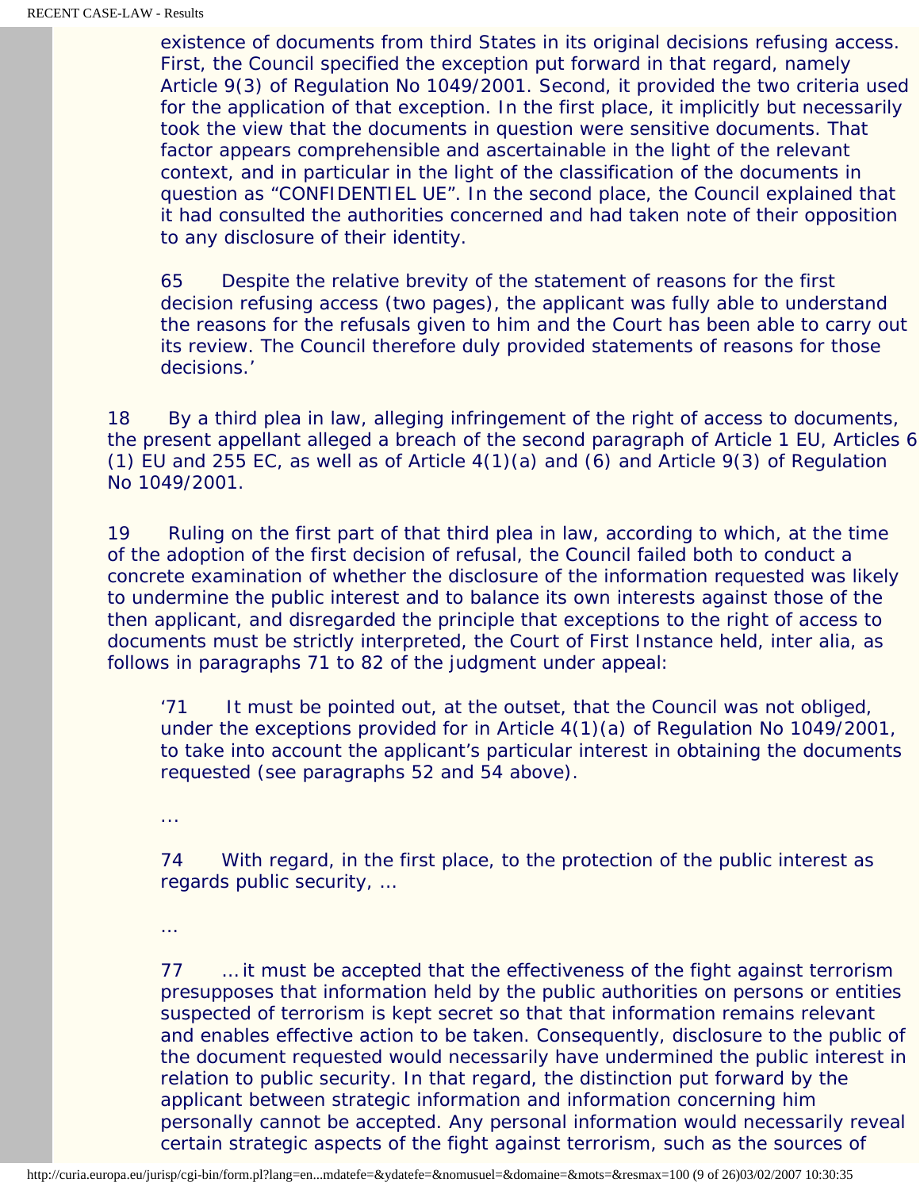existence of documents from third States in its original decisions refusing access. First, the Council specified the exception put forward in that regard, namely Article 9(3) of Regulation No 1049/2001. Second, it provided the two criteria used for the application of that exception. In the first place, it implicitly but necessarily took the view that the documents in question were sensitive documents. That factor appears comprehensible and ascertainable in the light of the relevant context, and in particular in the light of the classification of the documents in question as "CONFIDENTIEL UE". In the second place, the Council explained that it had consulted the authorities concerned and had taken note of their opposition to any disclosure of their identity.

> 65 Despite the relative brevity of the statement of reasons for the first decision refusing access (two pages), the applicant was fully able to understand the reasons for the refusals given to him and the Court has been able to carry out its review. The Council therefore duly provided statements of reasons for those decisions.'

18 By a third plea in law, alleging infringement of the right of access to documents, the present appellant alleged a breach of the second paragraph of Article 1 EU, Articles 6(1) EU and 255 EC, as well as of Article 4(1)(a) and (6) and Article 9(3) of Regulation No 1049/2001.

19 Ruling on the first part of that third plea in law, according to which, at the time of the adoption of the first decision of refusal, the Council failed both to conduct a concrete examination of whether the disclosure of the information requested was likely to undermine the public interest and to balance its own interests against those of the then applicant, and disregarded the principle that exceptions to the right of access to documents must be strictly interpreted, the Court of First Instance held, inter alia, as follows in paragraphs 71 to 82 of the judgment under appeal:

> '71 It must be pointed out, at the outset, that the Council was not obliged, under the exceptions provided for in Article 4(1)(a) of Regulation No 1049/2001, to take into account the applicant's particular interest in obtaining the documents requested (see paragraphs 52 and 54 above).
>
> …
>
> 74 With regard, in the first place, to the protection of the public interest as regards public security, …
>
> …
>
> 77 … it must be accepted that the effectiveness of the fight against terrorism presupposes that information held by the public authorities on persons or entities suspected of terrorism is kept secret so that that information remains relevant and enables effective action to be taken. Consequently, disclosure to the public of the document requested would necessarily have undermined the public interest in relation to public security. In that regard, the distinction put forward by the applicant between strategic information and information concerning him personally cannot be accepted. Any personal information would necessarily reveal certain strategic aspects of the fight against terrorism, such as the sources of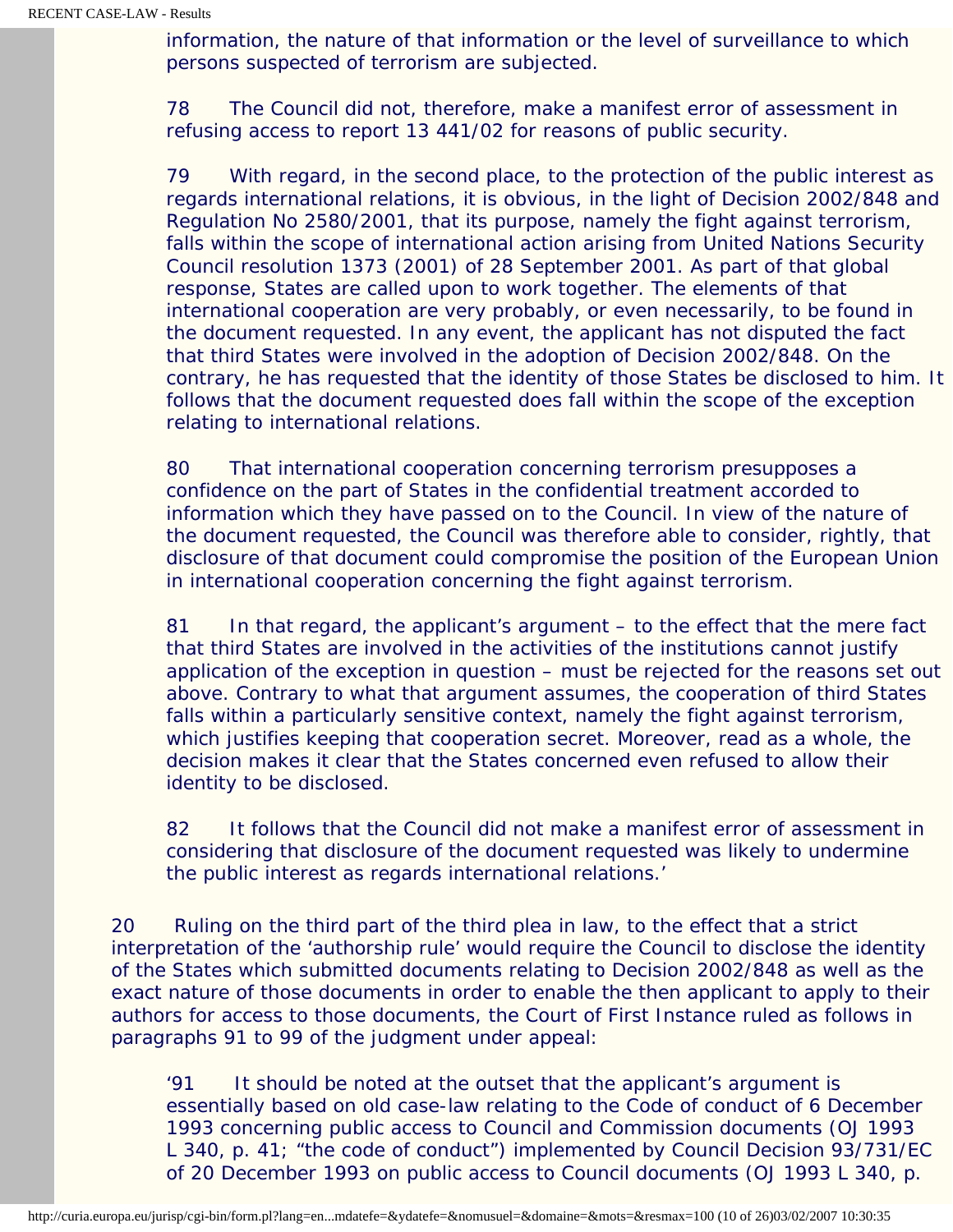information, the nature of that information or the level of surveillance to which persons suspected of terrorism are subjected.

78 The Council did not, therefore, make a manifest error of assessment in refusing access to report 13 441/02 for reasons of public security.

79 With regard, in the second place, to the protection of the public interest as regards international relations, it is obvious, in the light of Decision 2002/848 and Regulation No 2580/2001, that its purpose, namely the fight against terrorism, falls within the scope of international action arising from United Nations Security Council resolution 1373 (2001) of 28 September 2001. As part of that global response, States are called upon to work together. The elements of that international cooperation are very probably, or even necessarily, to be found in the document requested. In any event, the applicant has not disputed the fact that third States were involved in the adoption of Decision 2002/848. On the contrary, he has requested that the identity of those States be disclosed to him. It follows that the document requested does fall within the scope of the exception relating to international relations.

80 That international cooperation concerning terrorism presupposes a confidence on the part of States in the confidential treatment accorded to information which they have passed on to the Council. In view of the nature of the document requested, the Council was therefore able to consider, rightly, that disclosure of that document could compromise the position of the European Union in international cooperation concerning the fight against terrorism.

81 In that regard, the applicant's argument – to the effect that the mere fact that third States are involved in the activities of the institutions cannot justify application of the exception in question – must be rejected for the reasons set out above. Contrary to what that argument assumes, the cooperation of third States falls within a particularly sensitive context, namely the fight against terrorism, which justifies keeping that cooperation secret. Moreover, read as a whole, the decision makes it clear that the States concerned even refused to allow their identity to be disclosed.

82 It follows that the Council did not make a manifest error of assessment in considering that disclosure of the document requested was likely to undermine the public interest as regards international relations.'

20 Ruling on the third part of the third plea in law, to the effect that a strict interpretation of the 'authorship rule' would require the Council to disclose the identity of the States which submitted documents relating to Decision 2002/848 as well as the exact nature of those documents in order to enable the then applicant to apply to their authors for access to those documents, the Court of First Instance ruled as follows in paragraphs 91 to 99 of the judgment under appeal:

'91 It should be noted at the outset that the applicant's argument is essentially based on old case-law relating to the Code of conduct of 6 December 1993 concerning public access to Council and Commission documents (OJ 1993 L 340, p. 41; "the code of conduct") implemented by Council Decision 93/731/EC of 20 December 1993 on public access to Council documents (OJ 1993 L 340, p.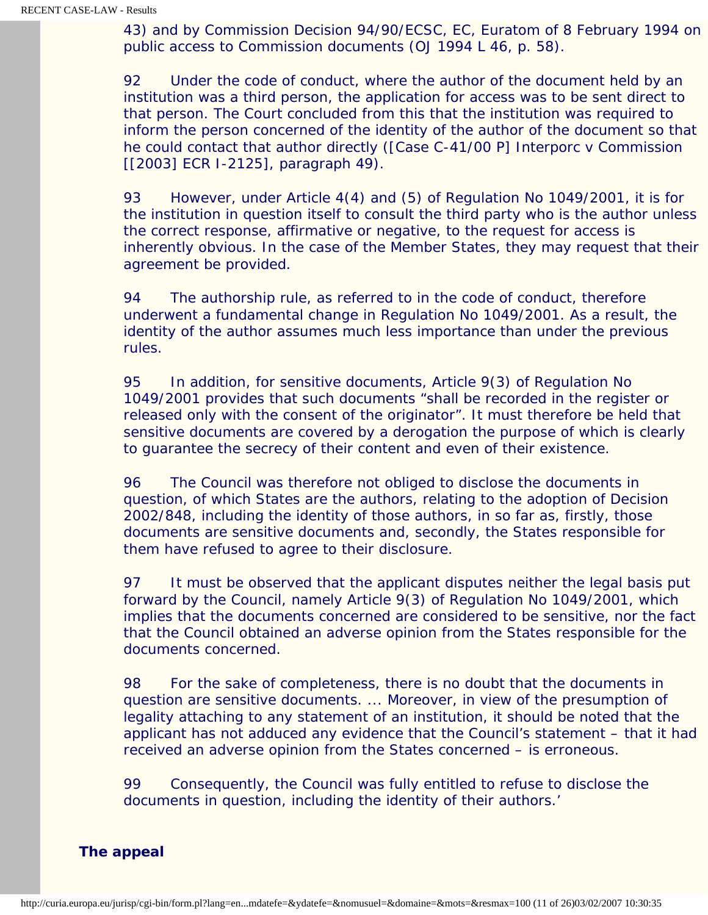43) and by Commission Decision 94/90/ECSC, EC, Euratom of 8 February 1994 on public access to Commission documents (OJ 1994 L 46, p. 58).

92 Under the code of conduct, where the author of the document held by an institution was a third person, the application for access was to be sent direct to that person. The Court concluded from this that the institution was required to inform the person concerned of the identity of the author of the document so that he could contact that author directly ([Case C-41/00 P] Interporc v Commission [[2003] ECR I-2125], paragraph 49).

93 However, under Article 4(4) and (5) of Regulation No 1049/2001, it is for the institution in question itself to consult the third party who is the author unless the correct response, affirmative or negative, to the request for access is inherently obvious. In the case of the Member States, they may request that their agreement be provided.

94 The authorship rule, as referred to in the code of conduct, therefore underwent a fundamental change in Regulation No 1049/2001. As a result, the identity of the author assumes much less importance than under the previous rules.

95 In addition, for sensitive documents, Article 9(3) of Regulation No 1049/2001 provides that such documents "shall be recorded in the register or released only with the consent of the originator". It must therefore be held that sensitive documents are covered by a derogation the purpose of which is clearly to guarantee the secrecy of their content and even of their existence.

96 The Council was therefore not obliged to disclose the documents in question, of which States are the authors, relating to the adoption of Decision 2002/848, including the identity of those authors, in so far as, firstly, those documents are sensitive documents and, secondly, the States responsible for them have refused to agree to their disclosure.

97 It must be observed that the applicant disputes neither the legal basis put forward by the Council, namely Article 9(3) of Regulation No 1049/2001, which implies that the documents concerned are considered to be sensitive, nor the fact that the Council obtained an adverse opinion from the States responsible for the documents concerned.

98 For the sake of completeness, there is no doubt that the documents in question are sensitive documents. ... Moreover, in view of the presumption of legality attaching to any statement of an institution, it should be noted that the applicant has not adduced any evidence that the Council's statement – that it had received an adverse opinion from the States concerned – is erroneous.

99 Consequently, the Council was fully entitled to refuse to disclose the documents in question, including the identity of their authors.'

## The appeal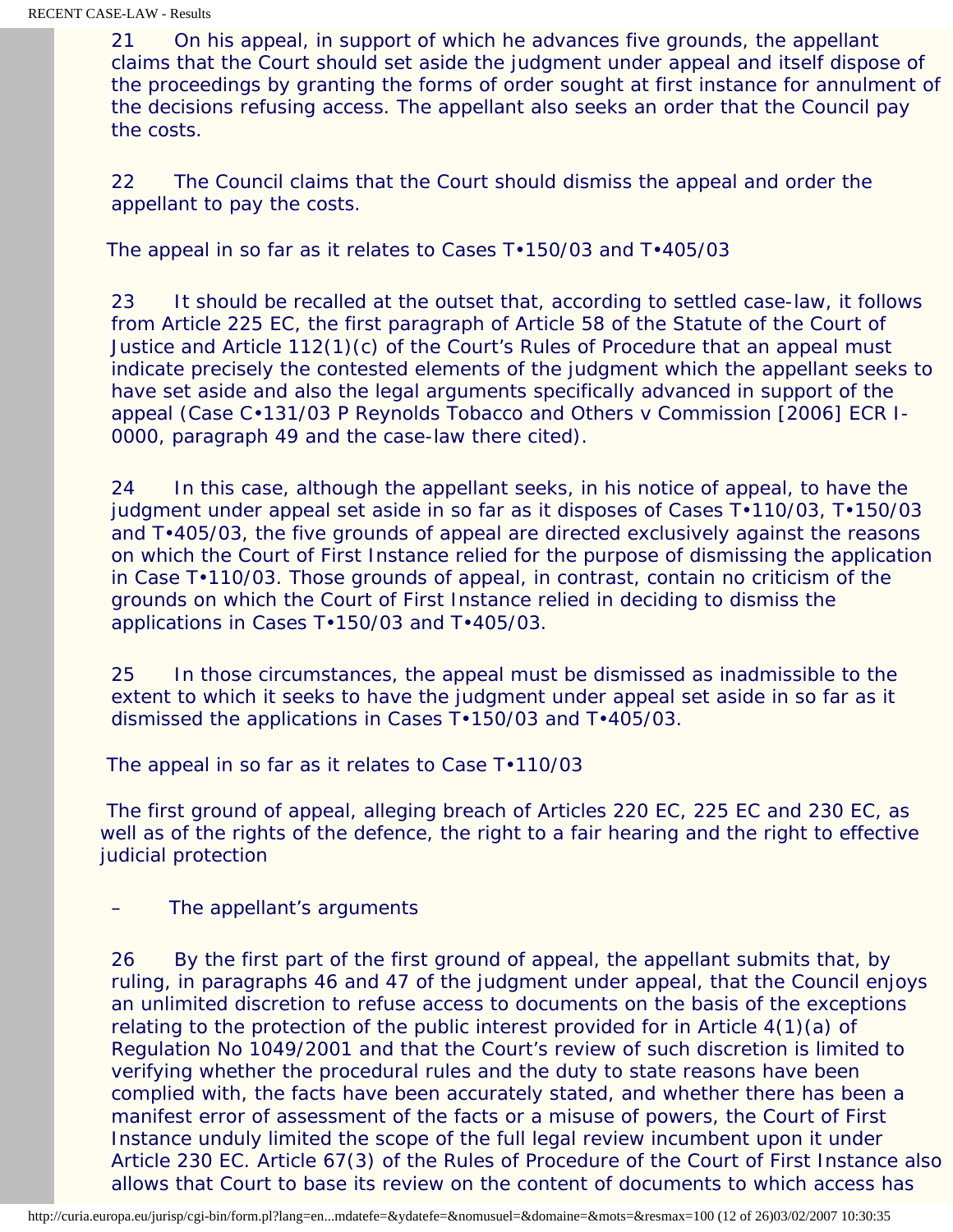21 On his appeal, in support of which he advances five grounds, the appellant claims that the Court should set aside the judgment under appeal and itself dispose of the proceedings by granting the forms of order sought at first instance for annulment of the decisions refusing access. The appellant also seeks an order that the Council pay the costs.

22 The Council claims that the Court should dismiss the appeal and order the appellant to pay the costs.

The appeal in so far as it relates to Cases T•150/03 and T•405/03

23 It should be recalled at the outset that, according to settled case-law, it follows from Article 225 EC, the first paragraph of Article 58 of the Statute of the Court of Justice and Article 112(1)(c) of the Court's Rules of Procedure that an appeal must indicate precisely the contested elements of the judgment which the appellant seeks to have set aside and also the legal arguments specifically advanced in support of the appeal (Case C•131/03 P Reynolds Tobacco and Others v Commission [2006] ECR I-0000, paragraph 49 and the case-law there cited).

24 In this case, although the appellant seeks, in his notice of appeal, to have the judgment under appeal set aside in so far as it disposes of Cases T•110/03, T•150/03 and T•405/03, the five grounds of appeal are directed exclusively against the reasons on which the Court of First Instance relied for the purpose of dismissing the application in Case T•110/03. Those grounds of appeal, in contrast, contain no criticism of the grounds on which the Court of First Instance relied in deciding to dismiss the applications in Cases T•150/03 and T•405/03.

25 In those circumstances, the appeal must be dismissed as inadmissible to the extent to which it seeks to have the judgment under appeal set aside in so far as it dismissed the applications in Cases T•150/03 and T•405/03.

The appeal in so far as it relates to Case T•110/03

The first ground of appeal, alleging breach of Articles 220 EC, 225 EC and 230 EC, as well as of the rights of the defence, the right to a fair hearing and the right to effective judicial protection

– The appellant's arguments

26 By the first part of the first ground of appeal, the appellant submits that, by ruling, in paragraphs 46 and 47 of the judgment under appeal, that the Council enjoys an unlimited discretion to refuse access to documents on the basis of the exceptions relating to the protection of the public interest provided for in Article 4(1)(a) of Regulation No 1049/2001 and that the Court's review of such discretion is limited to verifying whether the procedural rules and the duty to state reasons have been complied with, the facts have been accurately stated, and whether there has been a manifest error of assessment of the facts or a misuse of powers, the Court of First Instance unduly limited the scope of the full legal review incumbent upon it under Article 230 EC. Article 67(3) of the Rules of Procedure of the Court of First Instance also allows that Court to base its review on the content of documents to which access has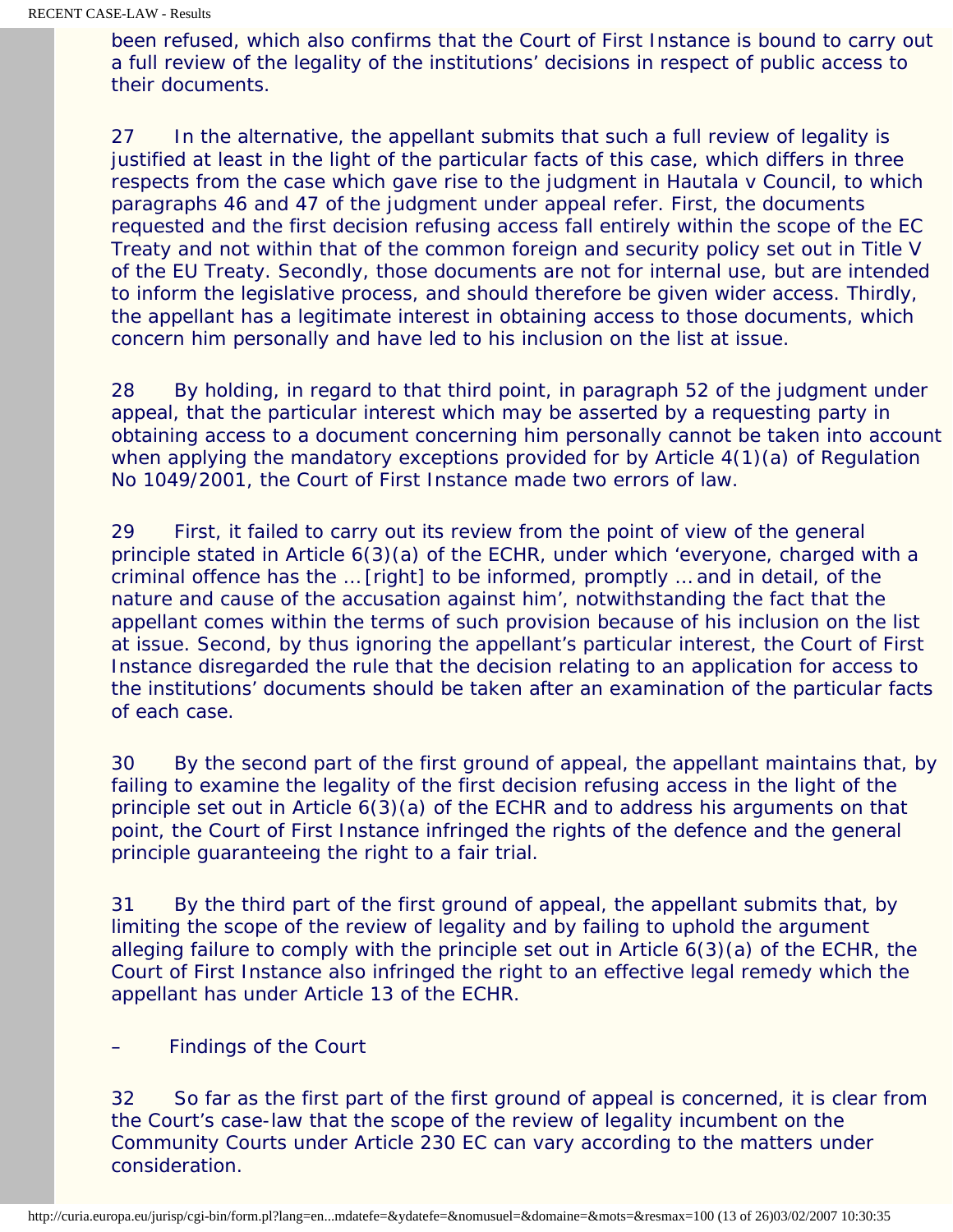been refused, which also confirms that the Court of First Instance is bound to carry out a full review of the legality of the institutions' decisions in respect of public access to their documents.

27 In the alternative, the appellant submits that such a full review of legality is justified at least in the light of the particular facts of this case, which differs in three respects from the case which gave rise to the judgment in Hautala v Council, to which paragraphs 46 and 47 of the judgment under appeal refer. First, the documents requested and the first decision refusing access fall entirely within the scope of the EC Treaty and not within that of the common foreign and security policy set out in Title V of the EU Treaty. Secondly, those documents are not for internal use, but are intended to inform the legislative process, and should therefore be given wider access. Thirdly, the appellant has a legitimate interest in obtaining access to those documents, which concern him personally and have led to his inclusion on the list at issue.

28 By holding, in regard to that third point, in paragraph 52 of the judgment under appeal, that the particular interest which may be asserted by a requesting party in obtaining access to a document concerning him personally cannot be taken into account when applying the mandatory exceptions provided for by Article 4(1)(a) of Regulation No 1049/2001, the Court of First Instance made two errors of law.

29 First, it failed to carry out its review from the point of view of the general principle stated in Article 6(3)(a) of the ECHR, under which 'everyone, charged with a criminal offence has the … [right] to be informed, promptly … and in detail, of the nature and cause of the accusation against him', notwithstanding the fact that the appellant comes within the terms of such provision because of his inclusion on the list at issue. Second, by thus ignoring the appellant's particular interest, the Court of First Instance disregarded the rule that the decision relating to an application for access to the institutions' documents should be taken after an examination of the particular facts of each case.

30 By the second part of the first ground of appeal, the appellant maintains that, by failing to examine the legality of the first decision refusing access in the light of the principle set out in Article 6(3)(a) of the ECHR and to address his arguments on that point, the Court of First Instance infringed the rights of the defence and the general principle guaranteeing the right to a fair trial.

31 By the third part of the first ground of appeal, the appellant submits that, by limiting the scope of the review of legality and by failing to uphold the argument alleging failure to comply with the principle set out in Article 6(3)(a) of the ECHR, the Court of First Instance also infringed the right to an effective legal remedy which the appellant has under Article 13 of the ECHR.

– Findings of the Court

32 So far as the first part of the first ground of appeal is concerned, it is clear from the Court's case-law that the scope of the review of legality incumbent on the Community Courts under Article 230 EC can vary according to the matters under consideration.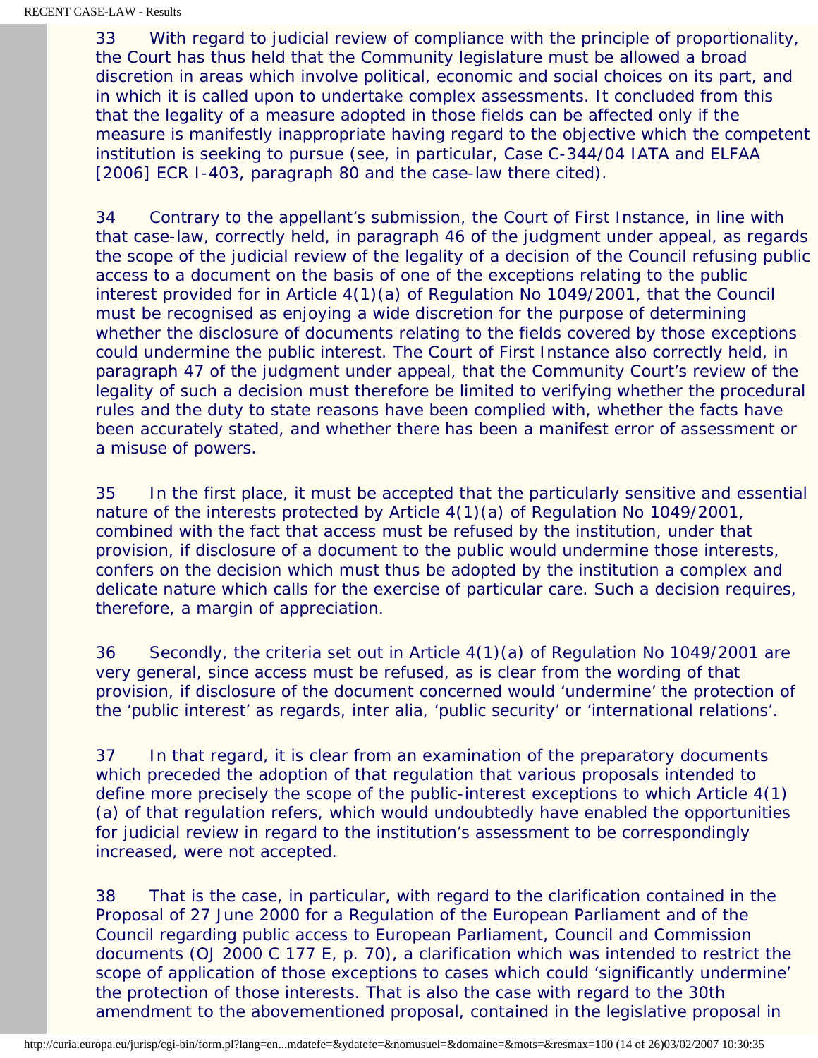33 With regard to judicial review of compliance with the principle of proportionality, the Court has thus held that the Community legislature must be allowed a broad discretion in areas which involve political, economic and social choices on its part, and in which it is called upon to undertake complex assessments. It concluded from this that the legality of a measure adopted in those fields can be affected only if the measure is manifestly inappropriate having regard to the objective which the competent institution is seeking to pursue (see, in particular, Case C-344/04 IATA and ELFAA [2006] ECR I-403, paragraph 80 and the case-law there cited).

34 Contrary to the appellant's submission, the Court of First Instance, in line with that case-law, correctly held, in paragraph 46 of the judgment under appeal, as regards the scope of the judicial review of the legality of a decision of the Council refusing public access to a document on the basis of one of the exceptions relating to the public interest provided for in Article 4(1)(a) of Regulation No 1049/2001, that the Council must be recognised as enjoying a wide discretion for the purpose of determining whether the disclosure of documents relating to the fields covered by those exceptions could undermine the public interest. The Court of First Instance also correctly held, in paragraph 47 of the judgment under appeal, that the Community Court's review of the legality of such a decision must therefore be limited to verifying whether the procedural rules and the duty to state reasons have been complied with, whether the facts have been accurately stated, and whether there has been a manifest error of assessment or a misuse of powers.

35 In the first place, it must be accepted that the particularly sensitive and essential nature of the interests protected by Article 4(1)(a) of Regulation No 1049/2001, combined with the fact that access must be refused by the institution, under that provision, if disclosure of a document to the public would undermine those interests, confers on the decision which must thus be adopted by the institution a complex and delicate nature which calls for the exercise of particular care. Such a decision requires, therefore, a margin of appreciation.

36 Secondly, the criteria set out in Article 4(1)(a) of Regulation No 1049/2001 are very general, since access must be refused, as is clear from the wording of that provision, if disclosure of the document concerned would 'undermine' the protection of the 'public interest' as regards, inter alia, 'public security' or 'international relations'.

37 In that regard, it is clear from an examination of the preparatory documents which preceded the adoption of that regulation that various proposals intended to define more precisely the scope of the public-interest exceptions to which Article 4(1)(a) of that regulation refers, which would undoubtedly have enabled the opportunities for judicial review in regard to the institution's assessment to be correspondingly increased, were not accepted.

38 That is the case, in particular, with regard to the clarification contained in the Proposal of 27 June 2000 for a Regulation of the European Parliament and of the Council regarding public access to European Parliament, Council and Commission documents (OJ 2000 C 177 E, p. 70), a clarification which was intended to restrict the scope of application of those exceptions to cases which could 'significantly undermine' the protection of those interests. That is also the case with regard to the 30th amendment to the abovementioned proposal, contained in the legislative proposal in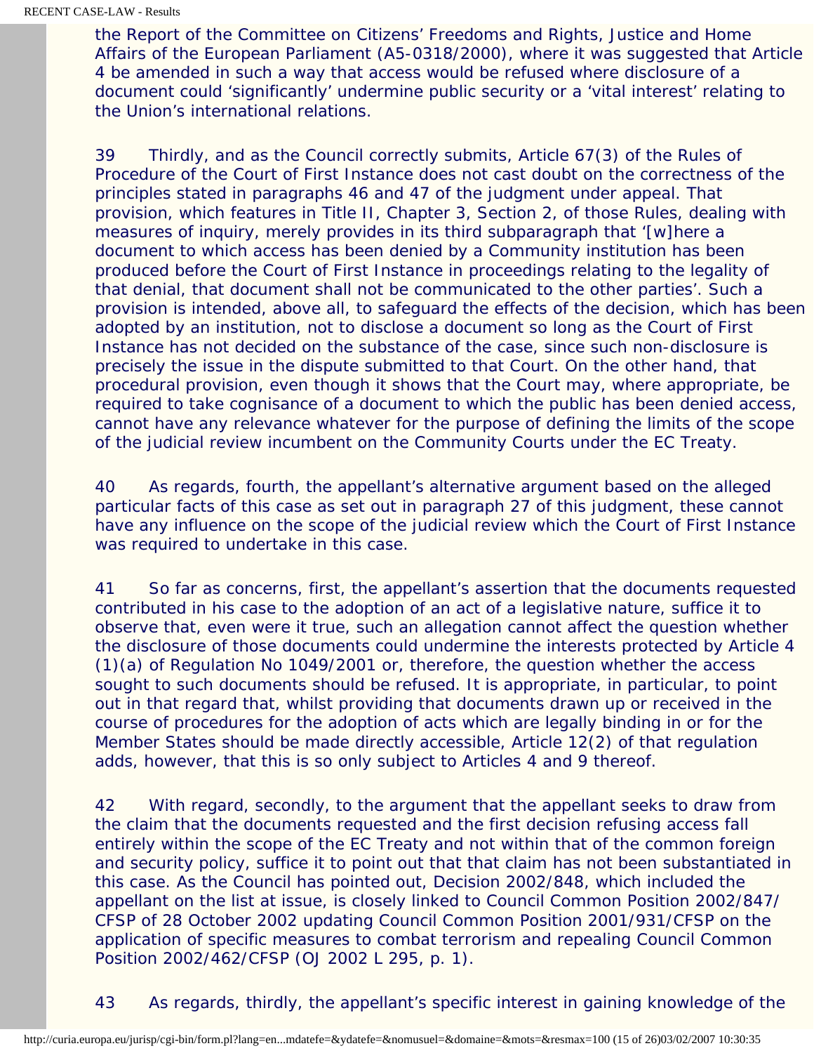the Report of the Committee on Citizens' Freedoms and Rights, Justice and Home Affairs of the European Parliament (A5-0318/2000), where it was suggested that Article 4 be amended in such a way that access would be refused where disclosure of a document could 'significantly' undermine public security or a 'vital interest' relating to the Union's international relations.

39 Thirdly, and as the Council correctly submits, Article 67(3) of the Rules of Procedure of the Court of First Instance does not cast doubt on the correctness of the principles stated in paragraphs 46 and 47 of the judgment under appeal. That provision, which features in Title II, Chapter 3, Section 2, of those Rules, dealing with measures of inquiry, merely provides in its third subparagraph that '[w]here a document to which access has been denied by a Community institution has been produced before the Court of First Instance in proceedings relating to the legality of that denial, that document shall not be communicated to the other parties'. Such a provision is intended, above all, to safeguard the effects of the decision, which has been adopted by an institution, not to disclose a document so long as the Court of First Instance has not decided on the substance of the case, since such non-disclosure is precisely the issue in the dispute submitted to that Court. On the other hand, that procedural provision, even though it shows that the Court may, where appropriate, be required to take cognisance of a document to which the public has been denied access, cannot have any relevance whatever for the purpose of defining the limits of the scope of the judicial review incumbent on the Community Courts under the EC Treaty.

40 As regards, fourth, the appellant's alternative argument based on the alleged particular facts of this case as set out in paragraph 27 of this judgment, these cannot have any influence on the scope of the judicial review which the Court of First Instance was required to undertake in this case.

41 So far as concerns, first, the appellant's assertion that the documents requested contributed in his case to the adoption of an act of a legislative nature, suffice it to observe that, even were it true, such an allegation cannot affect the question whether the disclosure of those documents could undermine the interests protected by Article 4 (1)(a) of Regulation No 1049/2001 or, therefore, the question whether the access sought to such documents should be refused. It is appropriate, in particular, to point out in that regard that, whilst providing that documents drawn up or received in the course of procedures for the adoption of acts which are legally binding in or for the Member States should be made directly accessible, Article 12(2) of that regulation adds, however, that this is so only subject to Articles 4 and 9 thereof.

42 With regard, secondly, to the argument that the appellant seeks to draw from the claim that the documents requested and the first decision refusing access fall entirely within the scope of the EC Treaty and not within that of the common foreign and security policy, suffice it to point out that that claim has not been substantiated in this case. As the Council has pointed out, Decision 2002/848, which included the appellant on the list at issue, is closely linked to Council Common Position 2002/847/CFSP of 28 October 2002 updating Council Common Position 2001/931/CFSP on the application of specific measures to combat terrorism and repealing Council Common Position 2002/462/CFSP (OJ 2002 L 295, p. 1).

43 As regards, thirdly, the appellant's specific interest in gaining knowledge of the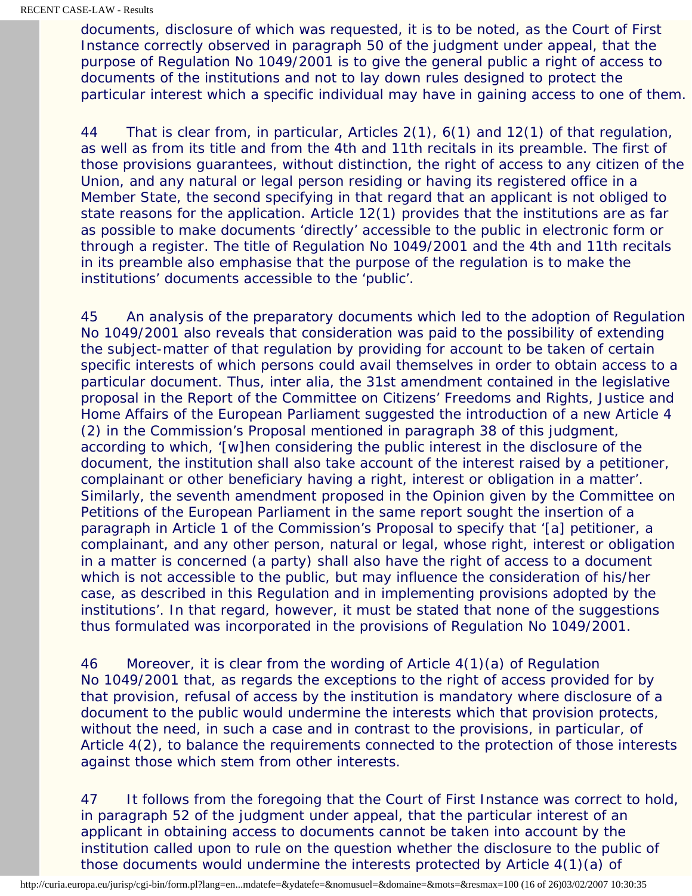documents, disclosure of which was requested, it is to be noted, as the Court of First Instance correctly observed in paragraph 50 of the judgment under appeal, that the purpose of Regulation No 1049/2001 is to give the general public a right of access to documents of the institutions and not to lay down rules designed to protect the particular interest which a specific individual may have in gaining access to one of them.

44 That is clear from, in particular, Articles 2(1), 6(1) and 12(1) of that regulation, as well as from its title and from the 4th and 11th recitals in its preamble. The first of those provisions guarantees, without distinction, the right of access to any citizen of the Union, and any natural or legal person residing or having its registered office in a Member State, the second specifying in that regard that an applicant is not obliged to state reasons for the application. Article 12(1) provides that the institutions are as far as possible to make documents 'directly' accessible to the public in electronic form or through a register. The title of Regulation No 1049/2001 and the 4th and 11th recitals in its preamble also emphasise that the purpose of the regulation is to make the institutions' documents accessible to the 'public'.

45 An analysis of the preparatory documents which led to the adoption of Regulation No 1049/2001 also reveals that consideration was paid to the possibility of extending the subject-matter of that regulation by providing for account to be taken of certain specific interests of which persons could avail themselves in order to obtain access to a particular document. Thus, inter alia, the 31st amendment contained in the legislative proposal in the Report of the Committee on Citizens' Freedoms and Rights, Justice and Home Affairs of the European Parliament suggested the introduction of a new Article 4(2) in the Commission's Proposal mentioned in paragraph 38 of this judgment, according to which, '[w]hen considering the public interest in the disclosure of the document, the institution shall also take account of the interest raised by a petitioner, complainant or other beneficiary having a right, interest or obligation in a matter'. Similarly, the seventh amendment proposed in the Opinion given by the Committee on Petitions of the European Parliament in the same report sought the insertion of a paragraph in Article 1 of the Commission's Proposal to specify that '[a] petitioner, a complainant, and any other person, natural or legal, whose right, interest or obligation in a matter is concerned (a party) shall also have the right of access to a document which is not accessible to the public, but may influence the consideration of his/her case, as described in this Regulation and in implementing provisions adopted by the institutions'. In that regard, however, it must be stated that none of the suggestions thus formulated was incorporated in the provisions of Regulation No 1049/2001.

46 Moreover, it is clear from the wording of Article 4(1)(a) of Regulation No 1049/2001 that, as regards the exceptions to the right of access provided for by that provision, refusal of access by the institution is mandatory where disclosure of a document to the public would undermine the interests which that provision protects, without the need, in such a case and in contrast to the provisions, in particular, of Article 4(2), to balance the requirements connected to the protection of those interests against those which stem from other interests.

47 It follows from the foregoing that the Court of First Instance was correct to hold, in paragraph 52 of the judgment under appeal, that the particular interest of an applicant in obtaining access to documents cannot be taken into account by the institution called upon to rule on the question whether the disclosure to the public of those documents would undermine the interests protected by Article 4(1)(a) of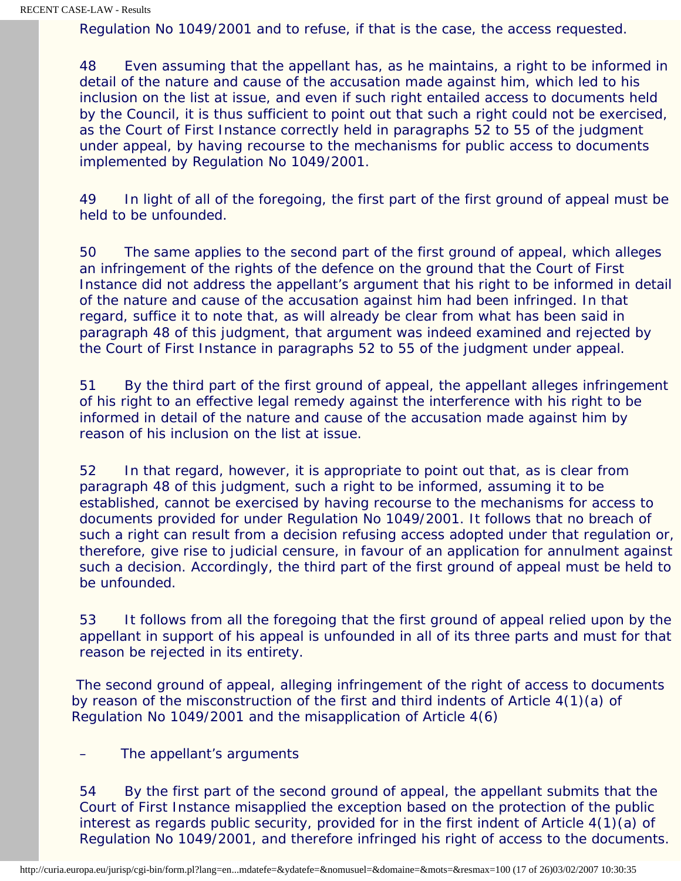Regulation No 1049/2001 and to refuse, if that is the case, the access requested.

48 Even assuming that the appellant has, as he maintains, a right to be informed in detail of the nature and cause of the accusation made against him, which led to his inclusion on the list at issue, and even if such right entailed access to documents held by the Council, it is thus sufficient to point out that such a right could not be exercised, as the Court of First Instance correctly held in paragraphs 52 to 55 of the judgment under appeal, by having recourse to the mechanisms for public access to documents implemented by Regulation No 1049/2001.

49 In light of all of the foregoing, the first part of the first ground of appeal must be held to be unfounded.

50 The same applies to the second part of the first ground of appeal, which alleges an infringement of the rights of the defence on the ground that the Court of First Instance did not address the appellant's argument that his right to be informed in detail of the nature and cause of the accusation against him had been infringed. In that regard, suffice it to note that, as will already be clear from what has been said in paragraph 48 of this judgment, that argument was indeed examined and rejected by the Court of First Instance in paragraphs 52 to 55 of the judgment under appeal.

51 By the third part of the first ground of appeal, the appellant alleges infringement of his right to an effective legal remedy against the interference with his right to be informed in detail of the nature and cause of the accusation made against him by reason of his inclusion on the list at issue.

52 In that regard, however, it is appropriate to point out that, as is clear from paragraph 48 of this judgment, such a right to be informed, assuming it to be established, cannot be exercised by having recourse to the mechanisms for access to documents provided for under Regulation No 1049/2001. It follows that no breach of such a right can result from a decision refusing access adopted under that regulation or, therefore, give rise to judicial censure, in favour of an application for annulment against such a decision. Accordingly, the third part of the first ground of appeal must be held to be unfounded.

53 It follows from all the foregoing that the first ground of appeal relied upon by the appellant in support of his appeal is unfounded in all of its three parts and must for that reason be rejected in its entirety.

The second ground of appeal, alleging infringement of the right of access to documents by reason of the misconstruction of the first and third indents of Article 4(1)(a) of Regulation No 1049/2001 and the misapplication of Article 4(6)

– The appellant's arguments

54 By the first part of the second ground of appeal, the appellant submits that the Court of First Instance misapplied the exception based on the protection of the public interest as regards public security, provided for in the first indent of Article 4(1)(a) of Regulation No 1049/2001, and therefore infringed his right of access to the documents.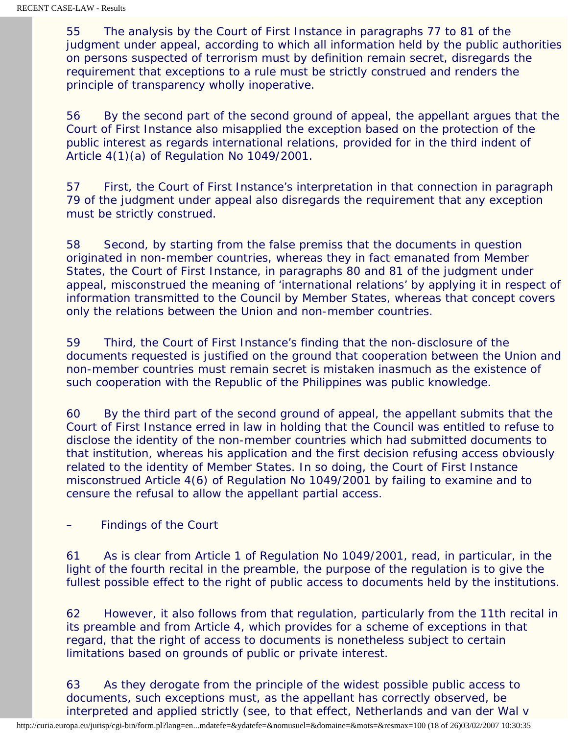55 The analysis by the Court of First Instance in paragraphs 77 to 81 of the judgment under appeal, according to which all information held by the public authorities on persons suspected of terrorism must by definition remain secret, disregards the requirement that exceptions to a rule must be strictly construed and renders the principle of transparency wholly inoperative.

56 By the second part of the second ground of appeal, the appellant argues that the Court of First Instance also misapplied the exception based on the protection of the public interest as regards international relations, provided for in the third indent of Article 4(1)(a) of Regulation No 1049/2001.

57 First, the Court of First Instance's interpretation in that connection in paragraph 79 of the judgment under appeal also disregards the requirement that any exception must be strictly construed.

58 Second, by starting from the false premiss that the documents in question originated in non-member countries, whereas they in fact emanated from Member States, the Court of First Instance, in paragraphs 80 and 81 of the judgment under appeal, misconstrued the meaning of 'international relations' by applying it in respect of information transmitted to the Council by Member States, whereas that concept covers only the relations between the Union and non-member countries.

59 Third, the Court of First Instance's finding that the non-disclosure of the documents requested is justified on the ground that cooperation between the Union and non-member countries must remain secret is mistaken inasmuch as the existence of such cooperation with the Republic of the Philippines was public knowledge.

60 By the third part of the second ground of appeal, the appellant submits that the Court of First Instance erred in law in holding that the Council was entitled to refuse to disclose the identity of the non-member countries which had submitted documents to that institution, whereas his application and the first decision refusing access obviously related to the identity of Member States. In so doing, the Court of First Instance misconstrued Article 4(6) of Regulation No 1049/2001 by failing to examine and to censure the refusal to allow the appellant partial access.

– Findings of the Court

61 As is clear from Article 1 of Regulation No 1049/2001, read, in particular, in the light of the fourth recital in the preamble, the purpose of the regulation is to give the fullest possible effect to the right of public access to documents held by the institutions.

62 However, it also follows from that regulation, particularly from the 11th recital in its preamble and from Article 4, which provides for a scheme of exceptions in that regard, that the right of access to documents is nonetheless subject to certain limitations based on grounds of public or private interest.

63 As they derogate from the principle of the widest possible public access to documents, such exceptions must, as the appellant has correctly observed, be interpreted and applied strictly (see, to that effect, Netherlands and van der Wal v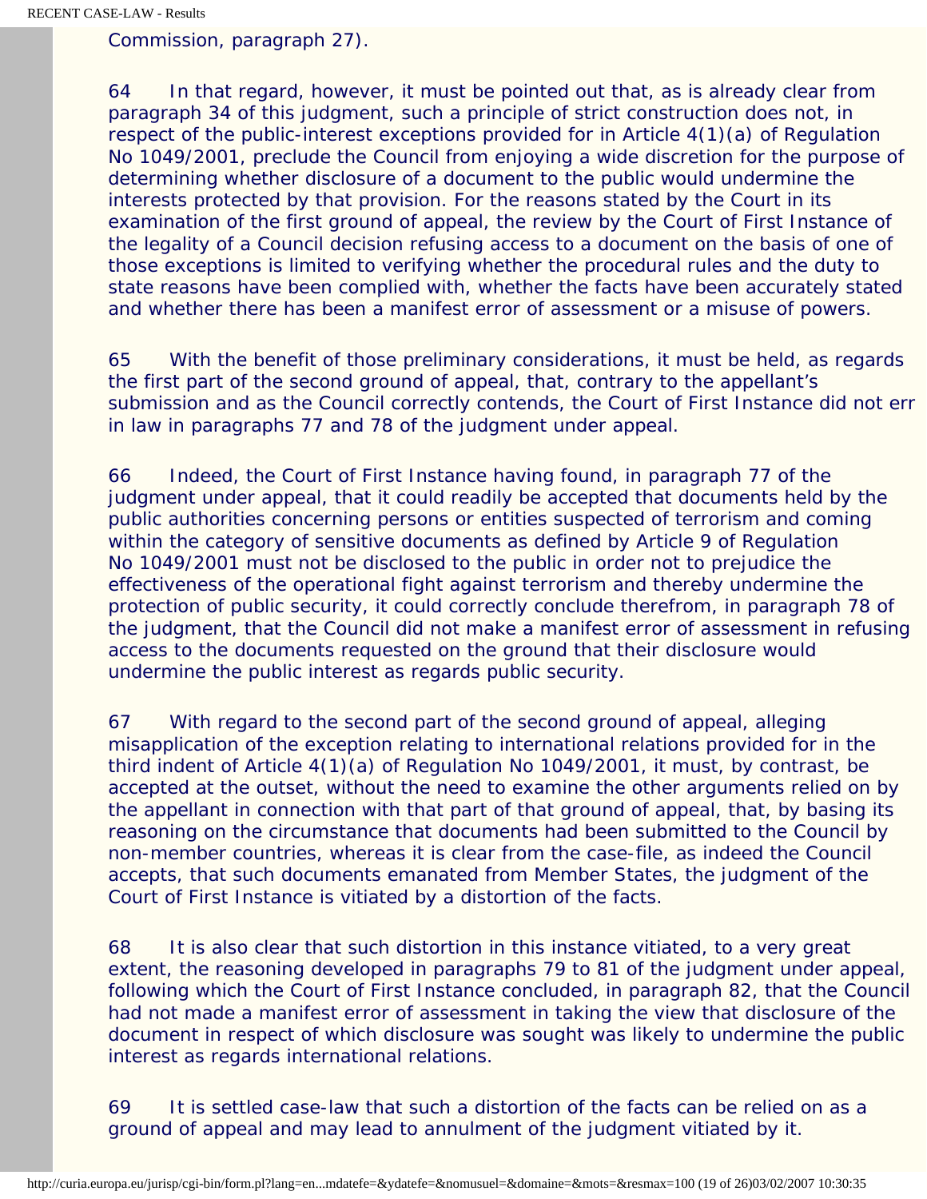Commission, paragraph 27).

64 In that regard, however, it must be pointed out that, as is already clear from paragraph 34 of this judgment, such a principle of strict construction does not, in respect of the public-interest exceptions provided for in Article 4(1)(a) of Regulation No 1049/2001, preclude the Council from enjoying a wide discretion for the purpose of determining whether disclosure of a document to the public would undermine the interests protected by that provision. For the reasons stated by the Court in its examination of the first ground of appeal, the review by the Court of First Instance of the legality of a Council decision refusing access to a document on the basis of one of those exceptions is limited to verifying whether the procedural rules and the duty to state reasons have been complied with, whether the facts have been accurately stated and whether there has been a manifest error of assessment or a misuse of powers.

65 With the benefit of those preliminary considerations, it must be held, as regards the first part of the second ground of appeal, that, contrary to the appellant's submission and as the Council correctly contends, the Court of First Instance did not err in law in paragraphs 77 and 78 of the judgment under appeal.

66 Indeed, the Court of First Instance having found, in paragraph 77 of the judgment under appeal, that it could readily be accepted that documents held by the public authorities concerning persons or entities suspected of terrorism and coming within the category of sensitive documents as defined by Article 9 of Regulation No 1049/2001 must not be disclosed to the public in order not to prejudice the effectiveness of the operational fight against terrorism and thereby undermine the protection of public security, it could correctly conclude therefrom, in paragraph 78 of the judgment, that the Council did not make a manifest error of assessment in refusing access to the documents requested on the ground that their disclosure would undermine the public interest as regards public security.

67 With regard to the second part of the second ground of appeal, alleging misapplication of the exception relating to international relations provided for in the third indent of Article 4(1)(a) of Regulation No 1049/2001, it must, by contrast, be accepted at the outset, without the need to examine the other arguments relied on by the appellant in connection with that part of that ground of appeal, that, by basing its reasoning on the circumstance that documents had been submitted to the Council by non-member countries, whereas it is clear from the case-file, as indeed the Council accepts, that such documents emanated from Member States, the judgment of the Court of First Instance is vitiated by a distortion of the facts.

68 It is also clear that such distortion in this instance vitiated, to a very great extent, the reasoning developed in paragraphs 79 to 81 of the judgment under appeal, following which the Court of First Instance concluded, in paragraph 82, that the Council had not made a manifest error of assessment in taking the view that disclosure of the document in respect of which disclosure was sought was likely to undermine the public interest as regards international relations.

69 It is settled case-law that such a distortion of the facts can be relied on as a ground of appeal and may lead to annulment of the judgment vitiated by it.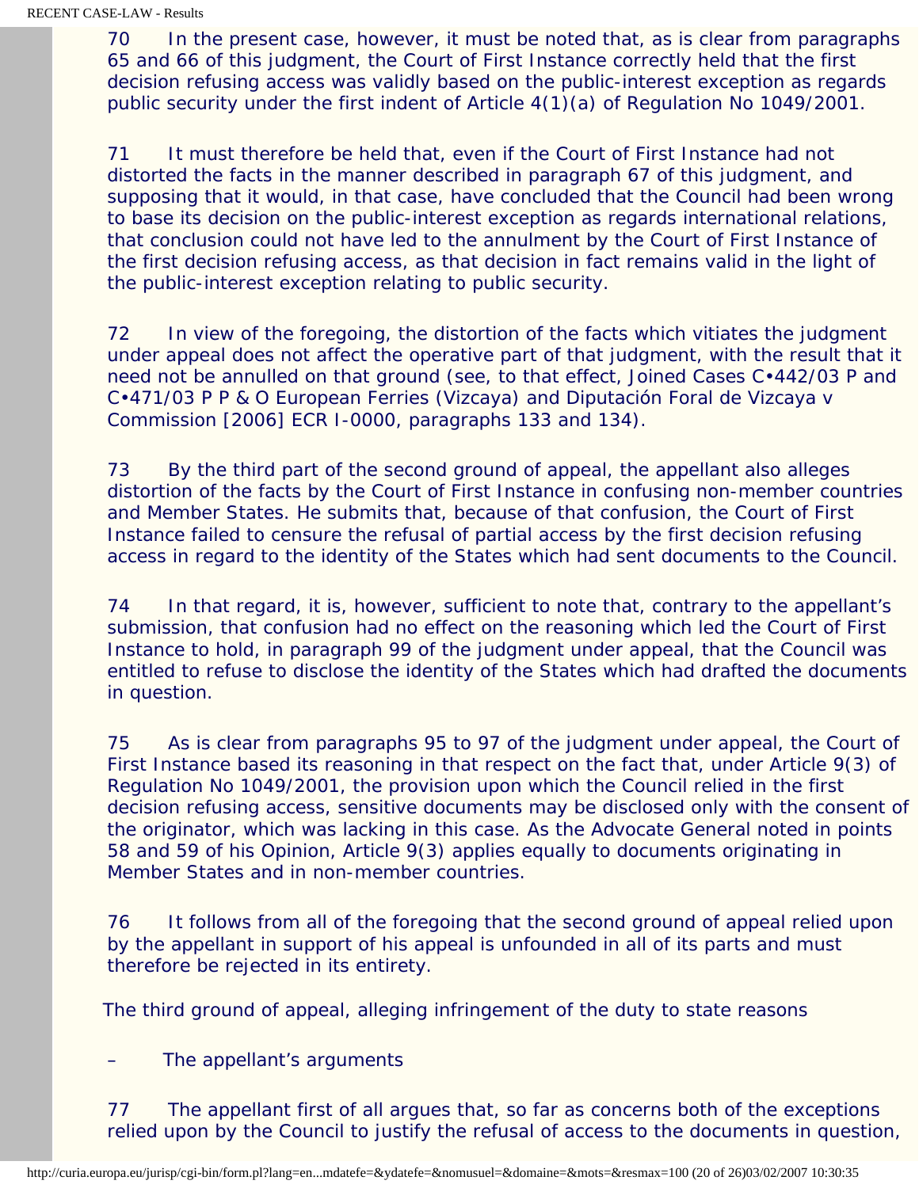70 In the present case, however, it must be noted that, as is clear from paragraphs 65 and 66 of this judgment, the Court of First Instance correctly held that the first decision refusing access was validly based on the public-interest exception as regards public security under the first indent of Article 4(1)(a) of Regulation No 1049/2001.

71 It must therefore be held that, even if the Court of First Instance had not distorted the facts in the manner described in paragraph 67 of this judgment, and supposing that it would, in that case, have concluded that the Council had been wrong to base its decision on the public-interest exception as regards international relations, that conclusion could not have led to the annulment by the Court of First Instance of the first decision refusing access, as that decision in fact remains valid in the light of the public-interest exception relating to public security.

72 In view of the foregoing, the distortion of the facts which vitiates the judgment under appeal does not affect the operative part of that judgment, with the result that it need not be annulled on that ground (see, to that effect, Joined Cases C•442/03 P and C•471/03 P P & O European Ferries (Vizcaya) and Diputación Foral de Vizcaya v Commission [2006] ECR I-0000, paragraphs 133 and 134).

73 By the third part of the second ground of appeal, the appellant also alleges distortion of the facts by the Court of First Instance in confusing non-member countries and Member States. He submits that, because of that confusion, the Court of First Instance failed to censure the refusal of partial access by the first decision refusing access in regard to the identity of the States which had sent documents to the Council.

74 In that regard, it is, however, sufficient to note that, contrary to the appellant's submission, that confusion had no effect on the reasoning which led the Court of First Instance to hold, in paragraph 99 of the judgment under appeal, that the Council was entitled to refuse to disclose the identity of the States which had drafted the documents in question.

75 As is clear from paragraphs 95 to 97 of the judgment under appeal, the Court of First Instance based its reasoning in that respect on the fact that, under Article 9(3) of Regulation No 1049/2001, the provision upon which the Council relied in the first decision refusing access, sensitive documents may be disclosed only with the consent of the originator, which was lacking in this case. As the Advocate General noted in points 58 and 59 of his Opinion, Article 9(3) applies equally to documents originating in Member States and in non-member countries.

76 It follows from all of the foregoing that the second ground of appeal relied upon by the appellant in support of his appeal is unfounded in all of its parts and must therefore be rejected in its entirety.

The third ground of appeal, alleging infringement of the duty to state reasons

– The appellant's arguments

77 The appellant first of all argues that, so far as concerns both of the exceptions relied upon by the Council to justify the refusal of access to the documents in question,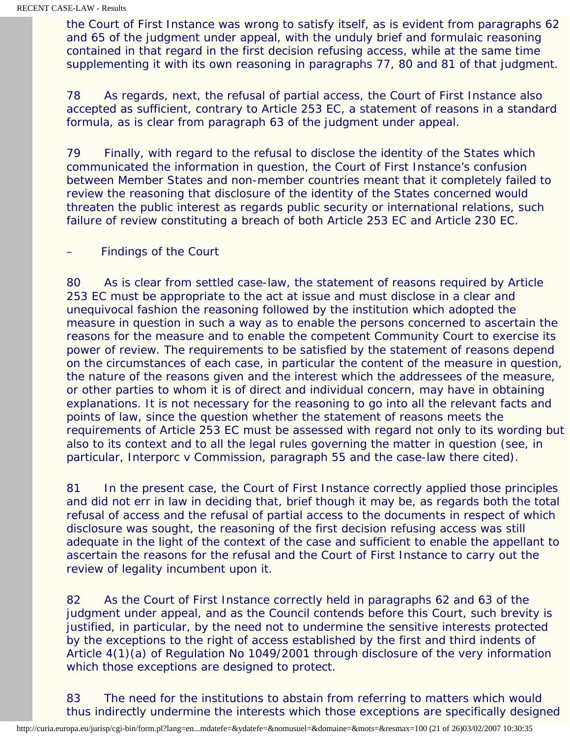the Court of First Instance was wrong to satisfy itself, as is evident from paragraphs 62 and 65 of the judgment under appeal, with the unduly brief and formulaic reasoning contained in that regard in the first decision refusing access, while at the same time supplementing it with its own reasoning in paragraphs 77, 80 and 81 of that judgment.

78 As regards, next, the refusal of partial access, the Court of First Instance also accepted as sufficient, contrary to Article 253 EC, a statement of reasons in a standard formula, as is clear from paragraph 63 of the judgment under appeal.

79 Finally, with regard to the refusal to disclose the identity of the States which communicated the information in question, the Court of First Instance's confusion between Member States and non-member countries meant that it completely failed to review the reasoning that disclosure of the identity of the States concerned would threaten the public interest as regards public security or international relations, such failure of review constituting a breach of both Article 253 EC and Article 230 EC.

– Findings of the Court

80 As is clear from settled case-law, the statement of reasons required by Article 253 EC must be appropriate to the act at issue and must disclose in a clear and unequivocal fashion the reasoning followed by the institution which adopted the measure in question in such a way as to enable the persons concerned to ascertain the reasons for the measure and to enable the competent Community Court to exercise its power of review. The requirements to be satisfied by the statement of reasons depend on the circumstances of each case, in particular the content of the measure in question, the nature of the reasons given and the interest which the addressees of the measure, or other parties to whom it is of direct and individual concern, may have in obtaining explanations. It is not necessary for the reasoning to go into all the relevant facts and points of law, since the question whether the statement of reasons meets the requirements of Article 253 EC must be assessed with regard not only to its wording but also to its context and to all the legal rules governing the matter in question (see, in particular, Interporc v Commission, paragraph 55 and the case-law there cited).

81 In the present case, the Court of First Instance correctly applied those principles and did not err in law in deciding that, brief though it may be, as regards both the total refusal of access and the refusal of partial access to the documents in respect of which disclosure was sought, the reasoning of the first decision refusing access was still adequate in the light of the context of the case and sufficient to enable the appellant to ascertain the reasons for the refusal and the Court of First Instance to carry out the review of legality incumbent upon it.

82 As the Court of First Instance correctly held in paragraphs 62 and 63 of the judgment under appeal, and as the Council contends before this Court, such brevity is justified, in particular, by the need not to undermine the sensitive interests protected by the exceptions to the right of access established by the first and third indents of Article 4(1)(a) of Regulation No 1049/2001 through disclosure of the very information which those exceptions are designed to protect.

83 The need for the institutions to abstain from referring to matters which would thus indirectly undermine the interests which those exceptions are specifically designed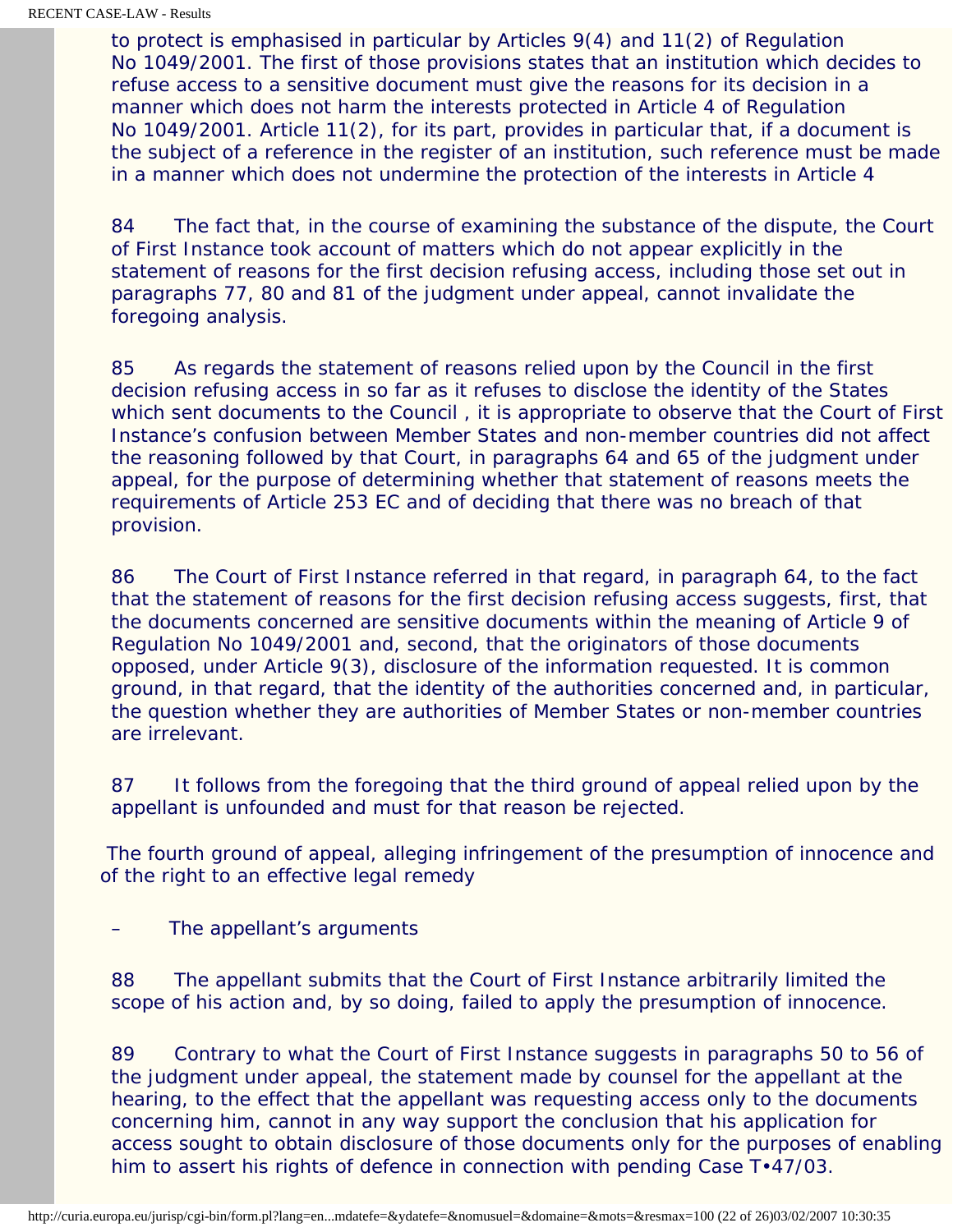to protect is emphasised in particular by Articles 9(4) and 11(2) of Regulation No 1049/2001. The first of those provisions states that an institution which decides to refuse access to a sensitive document must give the reasons for its decision in a manner which does not harm the interests protected in Article 4 of Regulation No 1049/2001. Article 11(2), for its part, provides in particular that, if a document is the subject of a reference in the register of an institution, such reference must be made in a manner which does not undermine the protection of the interests in Article 4

84 The fact that, in the course of examining the substance of the dispute, the Court of First Instance took account of matters which do not appear explicitly in the statement of reasons for the first decision refusing access, including those set out in paragraphs 77, 80 and 81 of the judgment under appeal, cannot invalidate the foregoing analysis.

85 As regards the statement of reasons relied upon by the Council in the first decision refusing access in so far as it refuses to disclose the identity of the States which sent documents to the Council , it is appropriate to observe that the Court of First Instance's confusion between Member States and non-member countries did not affect the reasoning followed by that Court, in paragraphs 64 and 65 of the judgment under appeal, for the purpose of determining whether that statement of reasons meets the requirements of Article 253 EC and of deciding that there was no breach of that provision.

86 The Court of First Instance referred in that regard, in paragraph 64, to the fact that the statement of reasons for the first decision refusing access suggests, first, that the documents concerned are sensitive documents within the meaning of Article 9 of Regulation No 1049/2001 and, second, that the originators of those documents opposed, under Article 9(3), disclosure of the information requested. It is common ground, in that regard, that the identity of the authorities concerned and, in particular, the question whether they are authorities of Member States or non-member countries are irrelevant.

87 It follows from the foregoing that the third ground of appeal relied upon by the appellant is unfounded and must for that reason be rejected.

The fourth ground of appeal, alleging infringement of the presumption of innocence and of the right to an effective legal remedy

– The appellant's arguments

88 The appellant submits that the Court of First Instance arbitrarily limited the scope of his action and, by so doing, failed to apply the presumption of innocence.

89 Contrary to what the Court of First Instance suggests in paragraphs 50 to 56 of the judgment under appeal, the statement made by counsel for the appellant at the hearing, to the effect that the appellant was requesting access only to the documents concerning him, cannot in any way support the conclusion that his application for access sought to obtain disclosure of those documents only for the purposes of enabling him to assert his rights of defence in connection with pending Case T‑47/03.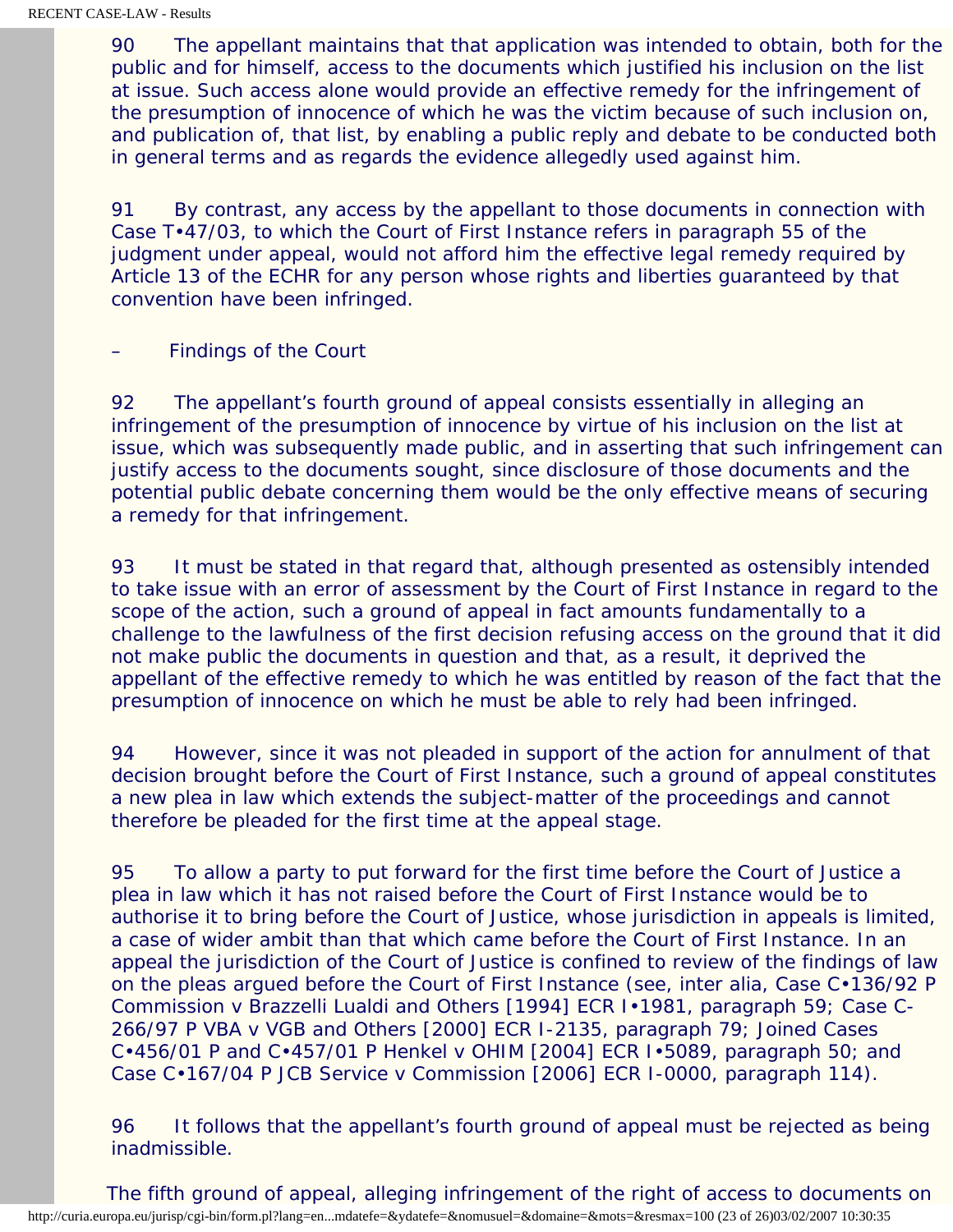90 The appellant maintains that that application was intended to obtain, both for the public and for himself, access to the documents which justified his inclusion on the list at issue. Such access alone would provide an effective remedy for the infringement of the presumption of innocence of which he was the victim because of such inclusion on, and publication of, that list, by enabling a public reply and debate to be conducted both in general terms and as regards the evidence allegedly used against him.

91 By contrast, any access by the appellant to those documents in connection with Case T•47/03, to which the Court of First Instance refers in paragraph 55 of the judgment under appeal, would not afford him the effective legal remedy required by Article 13 of the ECHR for any person whose rights and liberties guaranteed by that convention have been infringed.

– Findings of the Court

92 The appellant's fourth ground of appeal consists essentially in alleging an infringement of the presumption of innocence by virtue of his inclusion on the list at issue, which was subsequently made public, and in asserting that such infringement can justify access to the documents sought, since disclosure of those documents and the potential public debate concerning them would be the only effective means of securing a remedy for that infringement.

93 It must be stated in that regard that, although presented as ostensibly intended to take issue with an error of assessment by the Court of First Instance in regard to the scope of the action, such a ground of appeal in fact amounts fundamentally to a challenge to the lawfulness of the first decision refusing access on the ground that it did not make public the documents in question and that, as a result, it deprived the appellant of the effective remedy to which he was entitled by reason of the fact that the presumption of innocence on which he must be able to rely had been infringed.

94 However, since it was not pleaded in support of the action for annulment of that decision brought before the Court of First Instance, such a ground of appeal constitutes a new plea in law which extends the subject-matter of the proceedings and cannot therefore be pleaded for the first time at the appeal stage.

95 To allow a party to put forward for the first time before the Court of Justice a plea in law which it has not raised before the Court of First Instance would be to authorise it to bring before the Court of Justice, whose jurisdiction in appeals is limited, a case of wider ambit than that which came before the Court of First Instance. In an appeal the jurisdiction of the Court of Justice is confined to review of the findings of law on the pleas argued before the Court of First Instance (see, inter alia, Case C•136/92 P Commission v Brazzelli Lualdi and Others [1994] ECR I•1981, paragraph 59; Case C-266/97 P VBA v VGB and Others [2000] ECR I-2135, paragraph 79; Joined Cases C•456/01 P and C•457/01 P Henkel v OHIM [2004] ECR I•5089, paragraph 50; and Case C•167/04 P JCB Service v Commission [2006] ECR I-0000, paragraph 114).

96 It follows that the appellant's fourth ground of appeal must be rejected as being inadmissible.

The fifth ground of appeal, alleging infringement of the right of access to documents on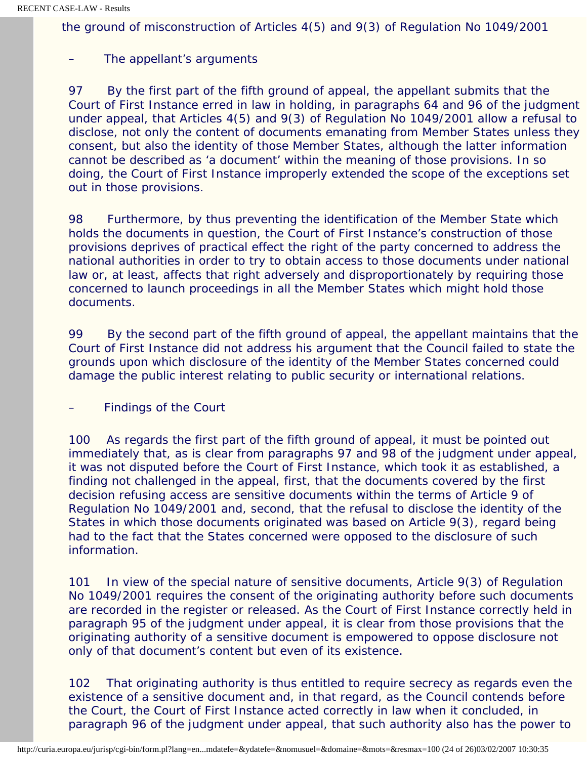the ground of misconstruction of Articles 4(5) and 9(3) of Regulation No 1049/2001

– The appellant's arguments

97 By the first part of the fifth ground of appeal, the appellant submits that the Court of First Instance erred in law in holding, in paragraphs 64 and 96 of the judgment under appeal, that Articles 4(5) and 9(3) of Regulation No 1049/2001 allow a refusal to disclose, not only the content of documents emanating from Member States unless they consent, but also the identity of those Member States, although the latter information cannot be described as 'a document' within the meaning of those provisions. In so doing, the Court of First Instance improperly extended the scope of the exceptions set out in those provisions.

98 Furthermore, by thus preventing the identification of the Member State which holds the documents in question, the Court of First Instance's construction of those provisions deprives of practical effect the right of the party concerned to address the national authorities in order to try to obtain access to those documents under national law or, at least, affects that right adversely and disproportionately by requiring those concerned to launch proceedings in all the Member States which might hold those documents.

99 By the second part of the fifth ground of appeal, the appellant maintains that the Court of First Instance did not address his argument that the Council failed to state the grounds upon which disclosure of the identity of the Member States concerned could damage the public interest relating to public security or international relations.

– Findings of the Court

100 As regards the first part of the fifth ground of appeal, it must be pointed out immediately that, as is clear from paragraphs 97 and 98 of the judgment under appeal, it was not disputed before the Court of First Instance, which took it as established, a finding not challenged in the appeal, first, that the documents covered by the first decision refusing access are sensitive documents within the terms of Article 9 of Regulation No 1049/2001 and, second, that the refusal to disclose the identity of the States in which those documents originated was based on Article 9(3), regard being had to the fact that the States concerned were opposed to the disclosure of such information.

101 In view of the special nature of sensitive documents, Article 9(3) of Regulation No 1049/2001 requires the consent of the originating authority before such documents are recorded in the register or released. As the Court of First Instance correctly held in paragraph 95 of the judgment under appeal, it is clear from those provisions that the originating authority of a sensitive document is empowered to oppose disclosure not only of that document's content but even of its existence.

102 That originating authority is thus entitled to require secrecy as regards even the existence of a sensitive document and, in that regard, as the Council contends before the Court, the Court of First Instance acted correctly in law when it concluded, in paragraph 96 of the judgment under appeal, that such authority also has the power to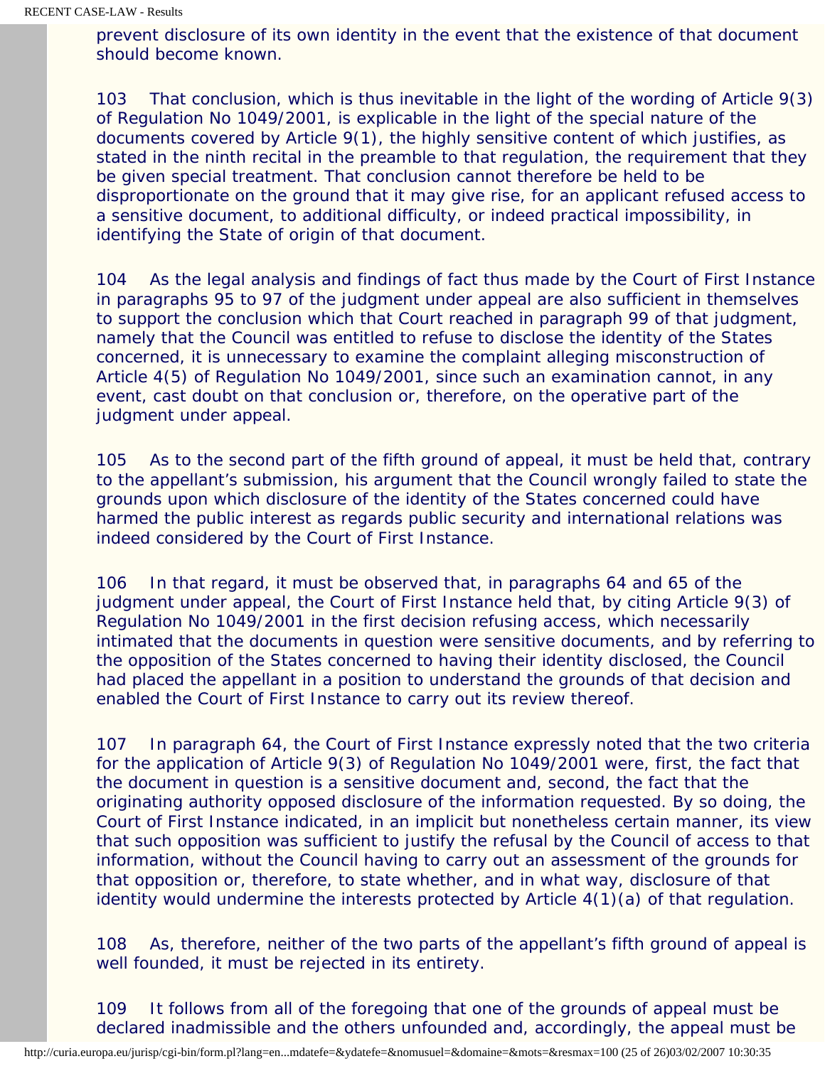prevent disclosure of its own identity in the event that the existence of that document should become known.

103 That conclusion, which is thus inevitable in the light of the wording of Article 9(3) of Regulation No 1049/2001, is explicable in the light of the special nature of the documents covered by Article 9(1), the highly sensitive content of which justifies, as stated in the ninth recital in the preamble to that regulation, the requirement that they be given special treatment. That conclusion cannot therefore be held to be disproportionate on the ground that it may give rise, for an applicant refused access to a sensitive document, to additional difficulty, or indeed practical impossibility, in identifying the State of origin of that document.

104 As the legal analysis and findings of fact thus made by the Court of First Instance in paragraphs 95 to 97 of the judgment under appeal are also sufficient in themselves to support the conclusion which that Court reached in paragraph 99 of that judgment, namely that the Council was entitled to refuse to disclose the identity of the States concerned, it is unnecessary to examine the complaint alleging misconstruction of Article 4(5) of Regulation No 1049/2001, since such an examination cannot, in any event, cast doubt on that conclusion or, therefore, on the operative part of the judgment under appeal.

105 As to the second part of the fifth ground of appeal, it must be held that, contrary to the appellant's submission, his argument that the Council wrongly failed to state the grounds upon which disclosure of the identity of the States concerned could have harmed the public interest as regards public security and international relations was indeed considered by the Court of First Instance.

106 In that regard, it must be observed that, in paragraphs 64 and 65 of the judgment under appeal, the Court of First Instance held that, by citing Article 9(3) of Regulation No 1049/2001 in the first decision refusing access, which necessarily intimated that the documents in question were sensitive documents, and by referring to the opposition of the States concerned to having their identity disclosed, the Council had placed the appellant in a position to understand the grounds of that decision and enabled the Court of First Instance to carry out its review thereof.

107 In paragraph 64, the Court of First Instance expressly noted that the two criteria for the application of Article 9(3) of Regulation No 1049/2001 were, first, the fact that the document in question is a sensitive document and, second, the fact that the originating authority opposed disclosure of the information requested. By so doing, the Court of First Instance indicated, in an implicit but nonetheless certain manner, its view that such opposition was sufficient to justify the refusal by the Council of access to that information, without the Council having to carry out an assessment of the grounds for that opposition or, therefore, to state whether, and in what way, disclosure of that identity would undermine the interests protected by Article 4(1)(a) of that regulation.

108 As, therefore, neither of the two parts of the appellant's fifth ground of appeal is well founded, it must be rejected in its entirety.

109 It follows from all of the foregoing that one of the grounds of appeal must be declared inadmissible and the others unfounded and, accordingly, the appeal must be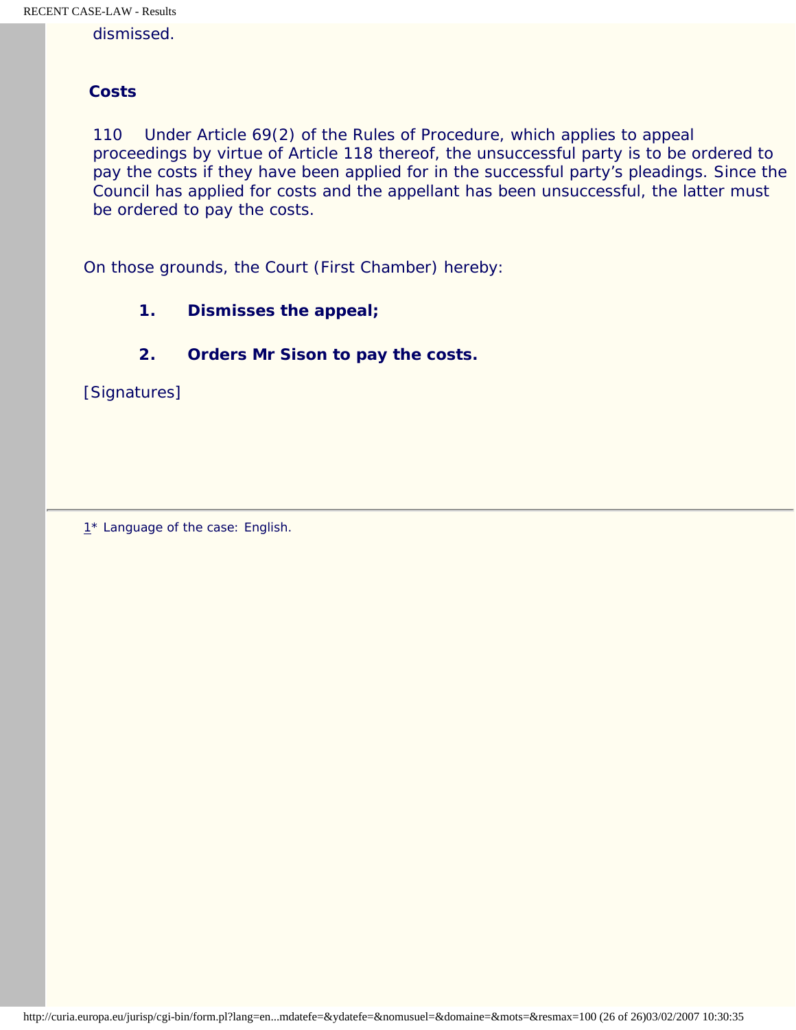dismissed.

**Costs**

110 Under Article 69(2) of the Rules of Procedure, which applies to appeal proceedings by virtue of Article 118 thereof, the unsuccessful party is to be ordered to pay the costs if they have been applied for in the successful party's pleadings. Since the Council has applied for costs and the appellant has been unsuccessful, the latter must be ordered to pay the costs.

On those grounds, the Court (First Chamber) hereby:

1. **Dismisses the appeal;**

2. **Orders Mr Sison to pay the costs.**

[Signatures]

---

1* Language of the case: English.